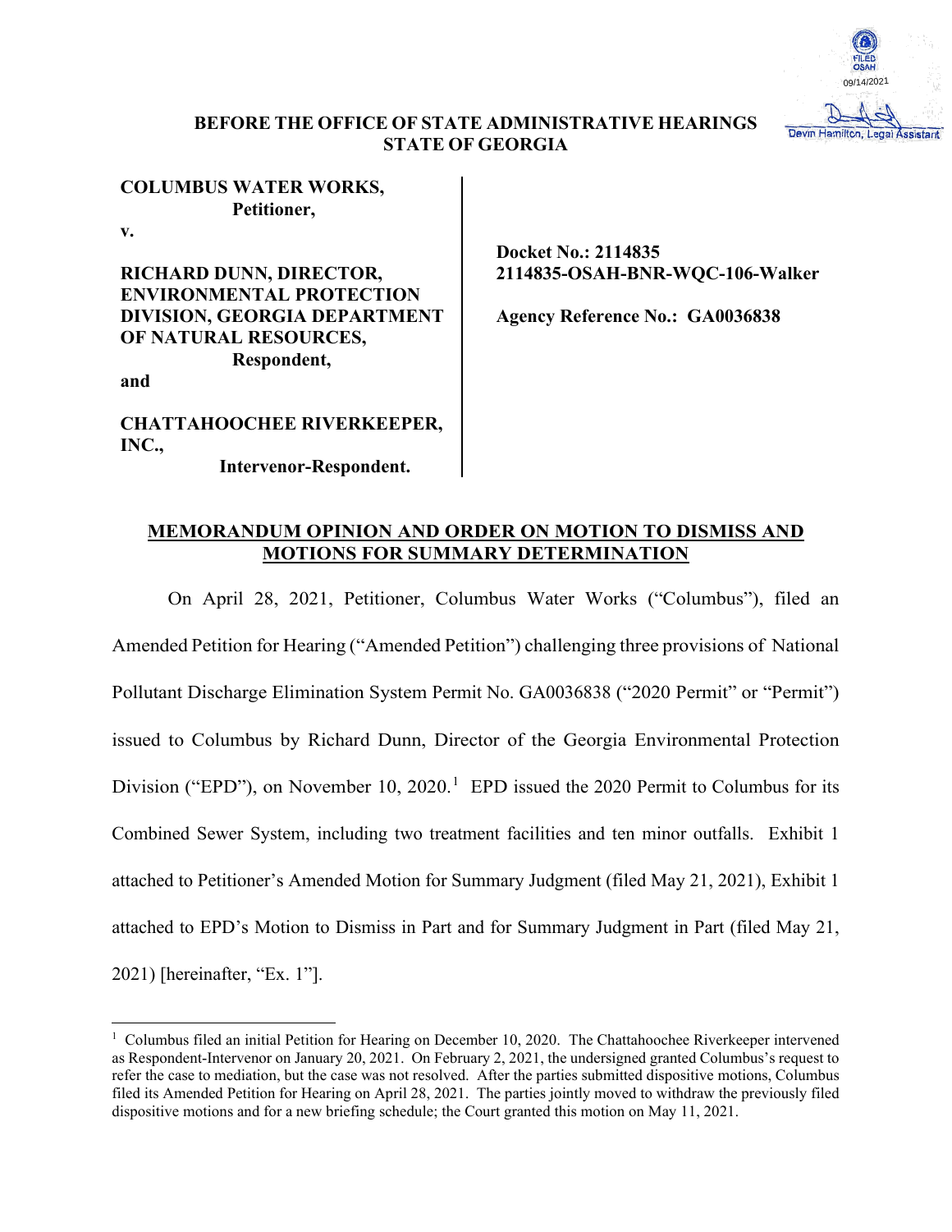**BEFORE THE OFFICE OF STATE ADMINISTRATIVE HEARINGS**
**STATE OF GEORGIA**

| | |
|---|---|
| **COLUMBUS WATER WORKS,**<br>**Petitioner,**<br>**v.**<br>**RICHARD DUNN, DIRECTOR, ENVIRONMENTAL PROTECTION DIVISION, GEORGIA DEPARTMENT OF NATURAL RESOURCES,**<br>**Respondent,**<br>**and**<br>**CHATTAHOOCHEE RIVERKEEPER, INC.,**<br>**Intervenor-Respondent.** | **Docket No.: 2114835**<br>**2114835-OSAH-BNR-WQC-106-Walker**<br><br>**Agency Reference No.: GA0036838** |

**MEMORANDUM OPINION AND ORDER ON MOTION TO DISMISS AND MOTIONS FOR SUMMARY DETERMINATION**

On April 28, 2021, Petitioner, Columbus Water Works ("Columbus"), filed an Amended Petition for Hearing ("Amended Petition") challenging three provisions of National Pollutant Discharge Elimination System Permit No. GA0036838 ("2020 Permit" or "Permit") issued to Columbus by Richard Dunn, Director of the Georgia Environmental Protection Division ("EPD"), on November 10, 2020.[1] EPD issued the 2020 Permit to Columbus for its Combined Sewer System, including two treatment facilities and ten minor outfalls. Exhibit 1 attached to Petitioner's Amended Motion for Summary Judgment (filed May 21, 2021), Exhibit 1 attached to EPD's Motion to Dismiss in Part and for Summary Judgment in Part (filed May 21, 2021) [hereinafter, "Ex. 1"].

[1] Columbus filed an initial Petition for Hearing on December 10, 2020. The Chattahoochee Riverkeeper intervened as Respondent-Intervenor on January 20, 2021. On February 2, 2021, the undersigned granted Columbus's request to refer the case to mediation, but the case was not resolved. After the parties submitted dispositive motions, Columbus filed its Amended Petition for Hearing on April 28, 2021. The parties jointly moved to withdraw the previously filed dispositive motions and for a new briefing schedule; the Court granted this motion on May 11, 2021.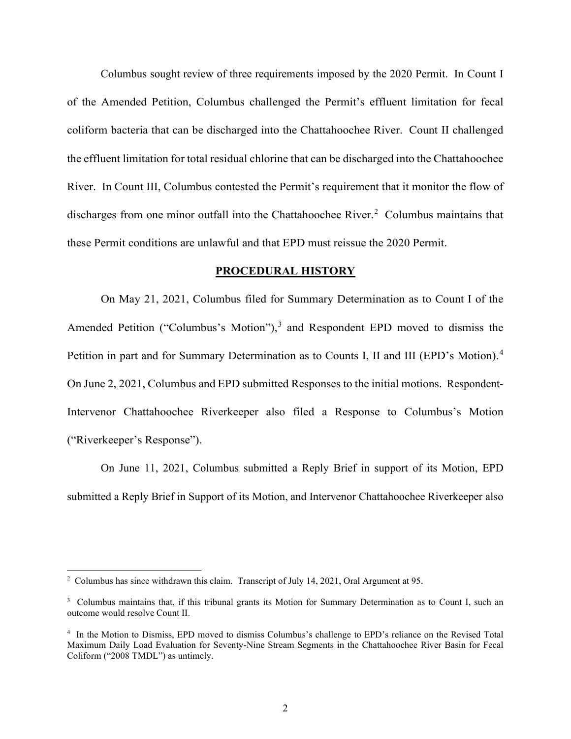Columbus sought review of three requirements imposed by the 2020 Permit. In Count I of the Amended Petition, Columbus challenged the Permit's effluent limitation for fecal coliform bacteria that can be discharged into the Chattahoochee River. Count II challenged the effluent limitation for total residual chlorine that can be discharged into the Chattahoochee River. In Count III, Columbus contested the Permit's requirement that it monitor the flow of discharges from one minor outfall into the Chattahoochee River.[2] Columbus maintains that these Permit conditions are unlawful and that EPD must reissue the 2020 Permit.

## **PROCEDURAL HISTORY**

On May 21, 2021, Columbus filed for Summary Determination as to Count I of the Amended Petition ("Columbus's Motion"),[3] and Respondent EPD moved to dismiss the Petition in part and for Summary Determination as to Counts I, II and III (EPD's Motion).[4] On June 2, 2021, Columbus and EPD submitted Responses to the initial motions. Respondent-Intervenor Chattahoochee Riverkeeper also filed a Response to Columbus's Motion ("Riverkeeper's Response").

On June 11, 2021, Columbus submitted a Reply Brief in support of its Motion, EPD submitted a Reply Brief in Support of its Motion, and Intervenor Chattahoochee Riverkeeper also

---

[2] Columbus has since withdrawn this claim. Transcript of July 14, 2021, Oral Argument at 95.

[3] Columbus maintains that, if this tribunal grants its Motion for Summary Determination as to Count I, such an outcome would resolve Count II.

[4] In the Motion to Dismiss, EPD moved to dismiss Columbus's challenge to EPD's reliance on the Revised Total Maximum Daily Load Evaluation for Seventy-Nine Stream Segments in the Chattahoochee River Basin for Fecal Coliform ("2008 TMDL") as untimely.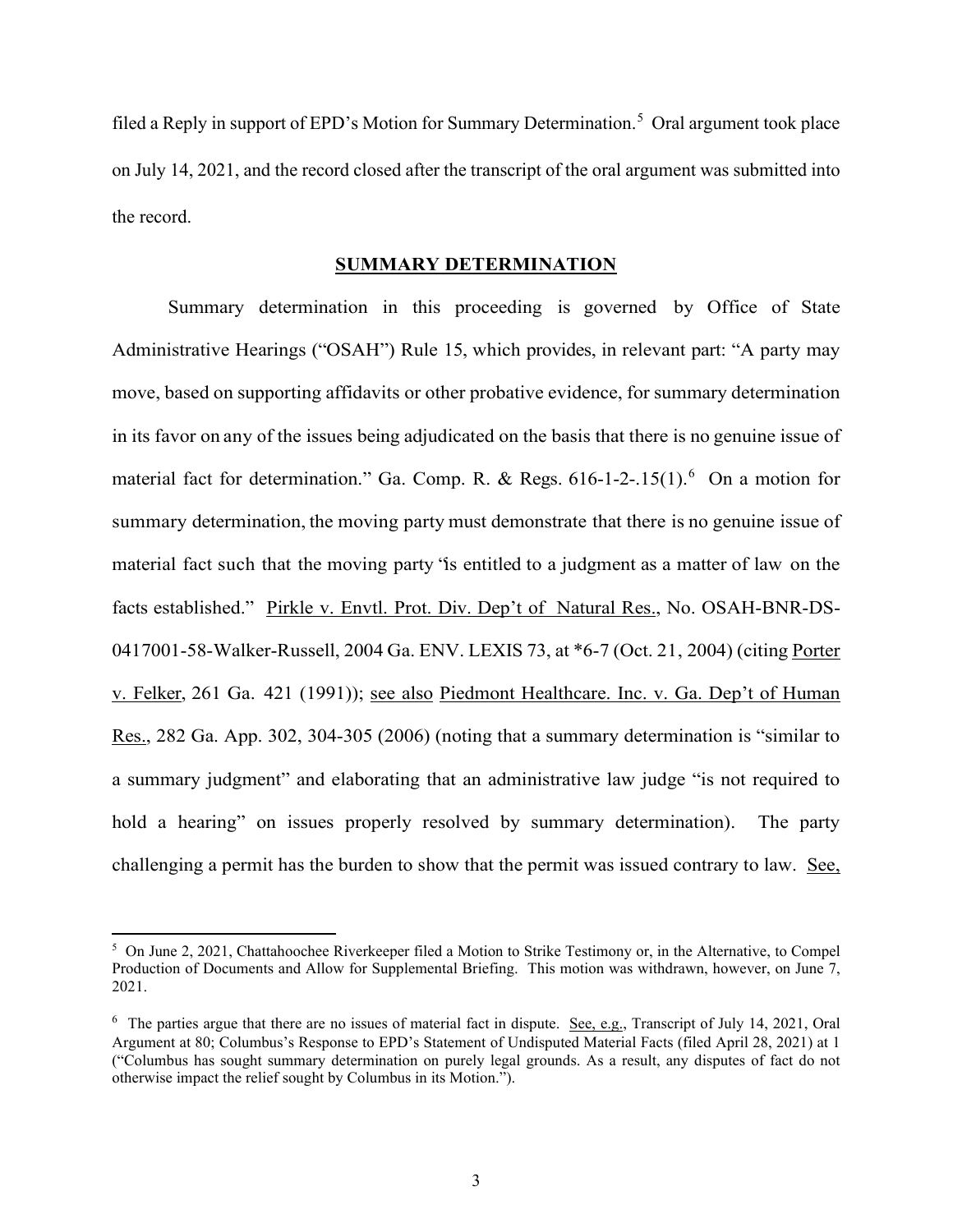filed a Reply in support of EPD's Motion for Summary Determination.[5] Oral argument took place on July 14, 2021, and the record closed after the transcript of the oral argument was submitted into the record.

## SUMMARY DETERMINATION

Summary determination in this proceeding is governed by Office of State Administrative Hearings ("OSAH") Rule 15, which provides, in relevant part: "A party may move, based on supporting affidavits or other probative evidence, for summary determination in its favor on any of the issues being adjudicated on the basis that there is no genuine issue of material fact for determination." Ga. Comp. R. & Regs. 616-1-2-.15(1).[6] On a motion for summary determination, the moving party must demonstrate that there is no genuine issue of material fact such that the moving party "is entitled to a judgment as a matter of law on the facts established." Pirkle v. Envtl. Prot. Div. Dep't of Natural Res., No. OSAH-BNR-DS-0417001-58-Walker-Russell, 2004 Ga. ENV. LEXIS 73, at *6-7 (Oct. 21, 2004) (citing Porter v. Felker, 261 Ga. 421 (1991)); see also Piedmont Healthcare. Inc. v. Ga. Dep't of Human Res., 282 Ga. App. 302, 304-305 (2006) (noting that a summary determination is "similar to a summary judgment" and elaborating that an administrative law judge "is not required to hold a hearing" on issues properly resolved by summary determination). The party challenging a permit has the burden to show that the permit was issued contrary to law. See,

---

[5] On June 2, 2021, Chattahoochee Riverkeeper filed a Motion to Strike Testimony or, in the Alternative, to Compel Production of Documents and Allow for Supplemental Briefing. This motion was withdrawn, however, on June 7, 2021.

[6] The parties argue that there are no issues of material fact in dispute. See, e.g., Transcript of July 14, 2021, Oral Argument at 80; Columbus's Response to EPD's Statement of Undisputed Material Facts (filed April 28, 2021) at 1 ("Columbus has sought summary determination on purely legal grounds. As a result, any disputes of fact do not otherwise impact the relief sought by Columbus in its Motion.").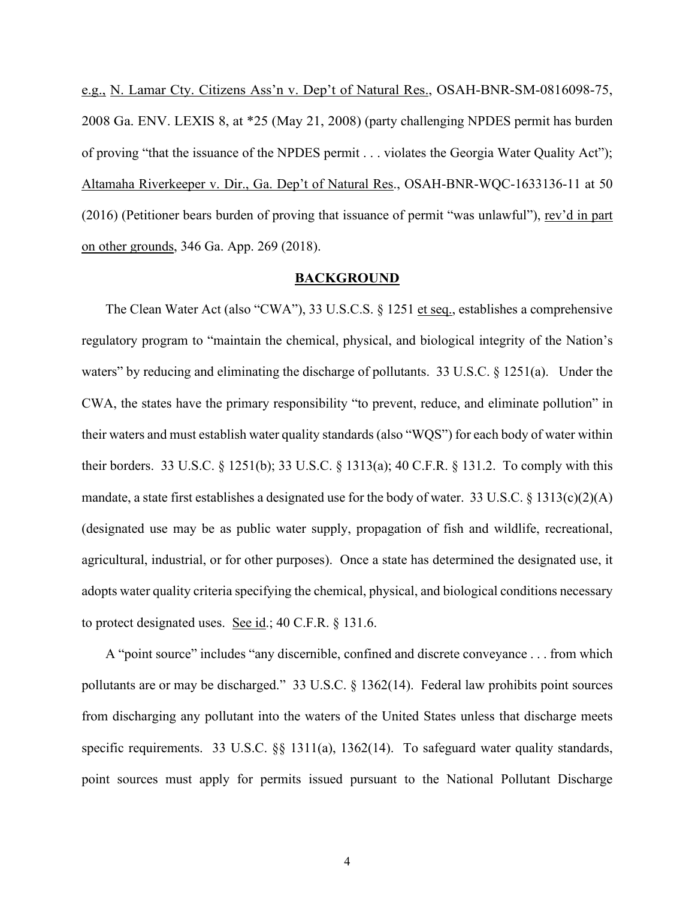e.g., <u>N. Lamar Cty. Citizens Ass'n v. Dep't of Natural Res.</u>, OSAH-BNR-SM-0816098-75, 2008 Ga. ENV. LEXIS 8, at *25 (May 21, 2008) (party challenging NPDES permit has burden of proving "that the issuance of the NPDES permit . . . violates the Georgia Water Quality Act"); <u>Altamaha Riverkeeper v. Dir., Ga. Dep't of Natural Res</u>., OSAH-BNR-WQC-1633136-11 at 50 (2016) (Petitioner bears burden of proving that issuance of permit "was unlawful"), <u>rev'd in part on other grounds</u>, 346 Ga. App. 269 (2018).

## BACKGROUND

The Clean Water Act (also "CWA"), 33 U.S.C.S. § 1251 <u>et seq.</u>, establishes a comprehensive regulatory program to "maintain the chemical, physical, and biological integrity of the Nation's waters" by reducing and eliminating the discharge of pollutants. 33 U.S.C. § 1251(a). Under the CWA, the states have the primary responsibility "to prevent, reduce, and eliminate pollution" in their waters and must establish water quality standards (also "WQS") for each body of water within their borders. 33 U.S.C. § 1251(b); 33 U.S.C. § 1313(a); 40 C.F.R. § 131.2. To comply with this mandate, a state first establishes a designated use for the body of water. 33 U.S.C. § 1313(c)(2)(A) (designated use may be as public water supply, propagation of fish and wildlife, recreational, agricultural, industrial, or for other purposes). Once a state has determined the designated use, it adopts water quality criteria specifying the chemical, physical, and biological conditions necessary to protect designated uses. <u>See id</u>.; 40 C.F.R. § 131.6.

A "point source" includes "any discernible, confined and discrete conveyance . . . from which pollutants are or may be discharged." 33 U.S.C. § 1362(14). Federal law prohibits point sources from discharging any pollutant into the waters of the United States unless that discharge meets specific requirements. 33 U.S.C. §§ 1311(a), 1362(14). To safeguard water quality standards, point sources must apply for permits issued pursuant to the National Pollutant Discharge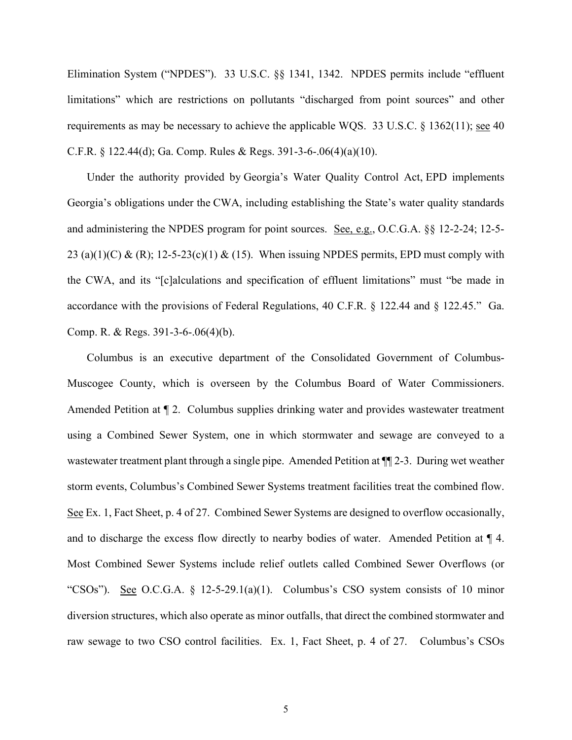Elimination System ("NPDES"). 33 U.S.C. §§ 1341, 1342. NPDES permits include "effluent limitations" which are restrictions on pollutants "discharged from point sources" and other requirements as may be necessary to achieve the applicable WQS. 33 U.S.C. § 1362(11); see 40 C.F.R. § 122.44(d); Ga. Comp. Rules & Regs. 391-3-6-.06(4)(a)(10).

Under the authority provided by Georgia's Water Quality Control Act, EPD implements Georgia's obligations under the CWA, including establishing the State's water quality standards and administering the NPDES program for point sources. See, e.g., O.C.G.A. §§ 12-2-24; 12-5-23 (a)(1)(C) & (R); 12-5-23(c)(1) & (15). When issuing NPDES permits, EPD must comply with the CWA, and its "[c]alculations and specification of effluent limitations" must "be made in accordance with the provisions of Federal Regulations, 40 C.F.R. § 122.44 and § 122.45." Ga. Comp. R. & Regs. 391-3-6-.06(4)(b).

Columbus is an executive department of the Consolidated Government of Columbus-Muscogee County, which is overseen by the Columbus Board of Water Commissioners. Amended Petition at ¶ 2. Columbus supplies drinking water and provides wastewater treatment using a Combined Sewer System, one in which stormwater and sewage are conveyed to a wastewater treatment plant through a single pipe. Amended Petition at ¶¶ 2-3. During wet weather storm events, Columbus's Combined Sewer Systems treatment facilities treat the combined flow. See Ex. 1, Fact Sheet, p. 4 of 27. Combined Sewer Systems are designed to overflow occasionally, and to discharge the excess flow directly to nearby bodies of water. Amended Petition at ¶ 4. Most Combined Sewer Systems include relief outlets called Combined Sewer Overflows (or "CSOs"). See O.C.G.A. § 12-5-29.1(a)(1). Columbus's CSO system consists of 10 minor diversion structures, which also operate as minor outfalls, that direct the combined stormwater and raw sewage to two CSO control facilities. Ex. 1, Fact Sheet, p. 4 of 27. Columbus's CSOs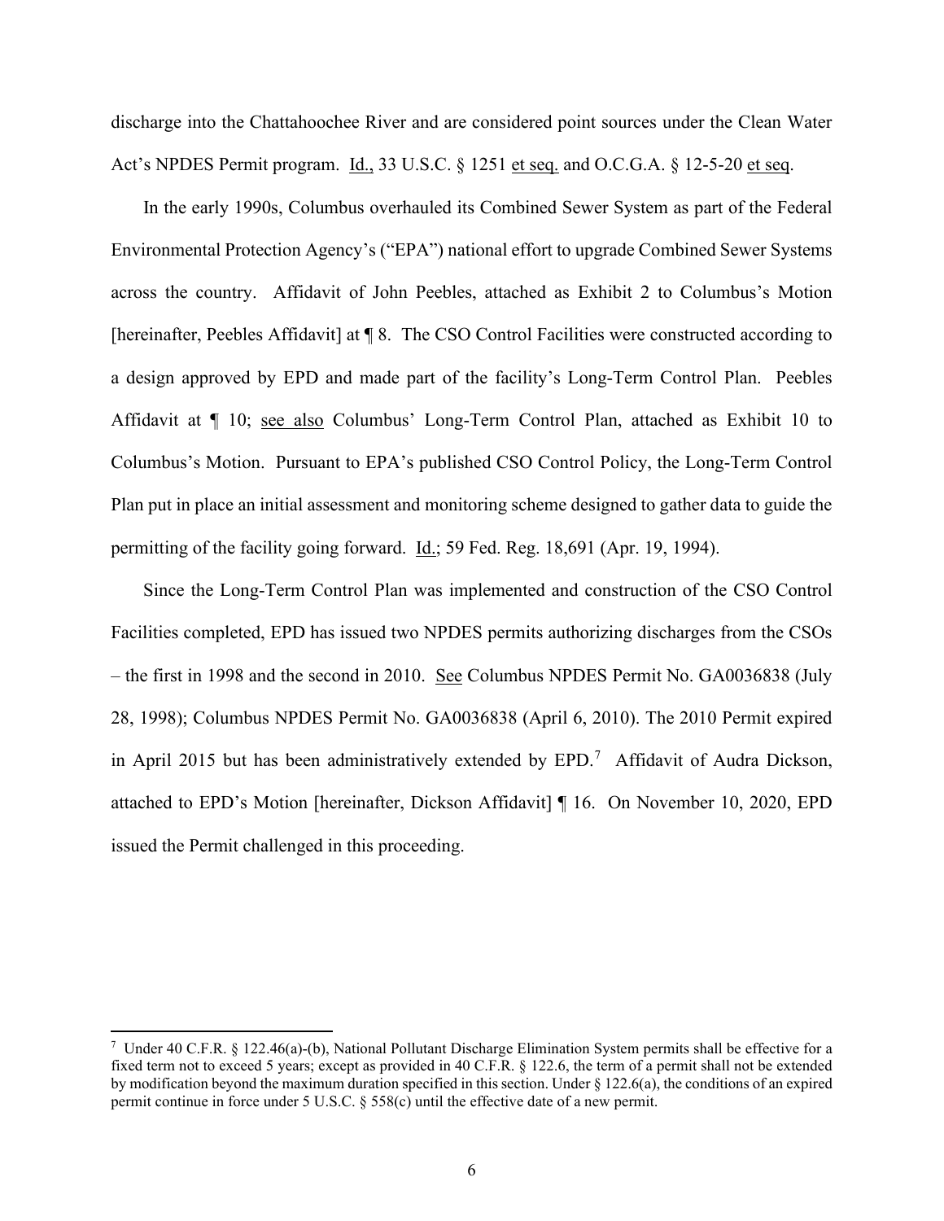discharge into the Chattahoochee River and are considered point sources under the Clean Water Act's NPDES Permit program. Id., 33 U.S.C. § 1251 et seq. and O.C.G.A. § 12-5-20 et seq.

In the early 1990s, Columbus overhauled its Combined Sewer System as part of the Federal Environmental Protection Agency's ("EPA") national effort to upgrade Combined Sewer Systems across the country. Affidavit of John Peebles, attached as Exhibit 2 to Columbus's Motion [hereinafter, Peebles Affidavit] at ¶ 8. The CSO Control Facilities were constructed according to a design approved by EPD and made part of the facility's Long-Term Control Plan. Peebles Affidavit at ¶ 10; see also Columbus' Long-Term Control Plan, attached as Exhibit 10 to Columbus's Motion. Pursuant to EPA's published CSO Control Policy, the Long-Term Control Plan put in place an initial assessment and monitoring scheme designed to gather data to guide the permitting of the facility going forward. Id.; 59 Fed. Reg. 18,691 (Apr. 19, 1994).

Since the Long-Term Control Plan was implemented and construction of the CSO Control Facilities completed, EPD has issued two NPDES permits authorizing discharges from the CSOs – the first in 1998 and the second in 2010. See Columbus NPDES Permit No. GA0036838 (July 28, 1998); Columbus NPDES Permit No. GA0036838 (April 6, 2010). The 2010 Permit expired in April 2015 but has been administratively extended by EPD.[7] Affidavit of Audra Dickson, attached to EPD's Motion [hereinafter, Dickson Affidavit] ¶ 16. On November 10, 2020, EPD issued the Permit challenged in this proceeding.

---

[7] Under 40 C.F.R. § 122.46(a)-(b), National Pollutant Discharge Elimination System permits shall be effective for a fixed term not to exceed 5 years; except as provided in 40 C.F.R. § 122.6, the term of a permit shall not be extended by modification beyond the maximum duration specified in this section. Under § 122.6(a), the conditions of an expired permit continue in force under 5 U.S.C. § 558(c) until the effective date of a new permit.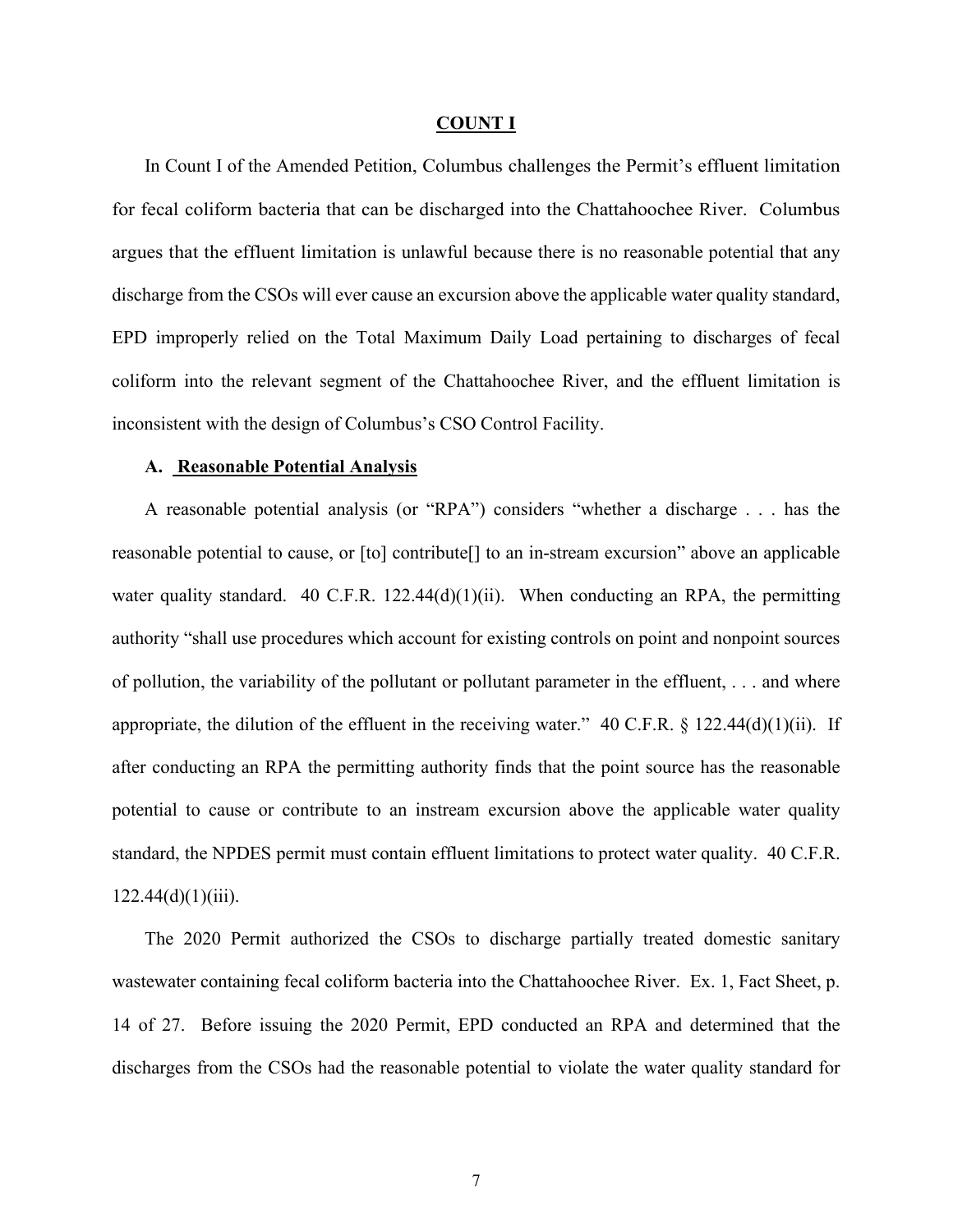## COUNT I

In Count I of the Amended Petition, Columbus challenges the Permit's effluent limitation for fecal coliform bacteria that can be discharged into the Chattahoochee River. Columbus argues that the effluent limitation is unlawful because there is no reasonable potential that any discharge from the CSOs will ever cause an excursion above the applicable water quality standard, EPD improperly relied on the Total Maximum Daily Load pertaining to discharges of fecal coliform into the relevant segment of the Chattahoochee River, and the effluent limitation is inconsistent with the design of Columbus's CSO Control Facility.

### A. Reasonable Potential Analysis

A reasonable potential analysis (or "RPA") considers "whether a discharge . . . has the reasonable potential to cause, or [to] contribute[] to an in-stream excursion" above an applicable water quality standard. 40 C.F.R. 122.44(d)(1)(ii). When conducting an RPA, the permitting authority "shall use procedures which account for existing controls on point and nonpoint sources of pollution, the variability of the pollutant or pollutant parameter in the effluent, . . . and where appropriate, the dilution of the effluent in the receiving water." 40 C.F.R. § 122.44(d)(1)(ii). If after conducting an RPA the permitting authority finds that the point source has the reasonable potential to cause or contribute to an instream excursion above the applicable water quality standard, the NPDES permit must contain effluent limitations to protect water quality. 40 C.F.R. 122.44(d)(1)(iii).

The 2020 Permit authorized the CSOs to discharge partially treated domestic sanitary wastewater containing fecal coliform bacteria into the Chattahoochee River. Ex. 1, Fact Sheet, p. 14 of 27. Before issuing the 2020 Permit, EPD conducted an RPA and determined that the discharges from the CSOs had the reasonable potential to violate the water quality standard for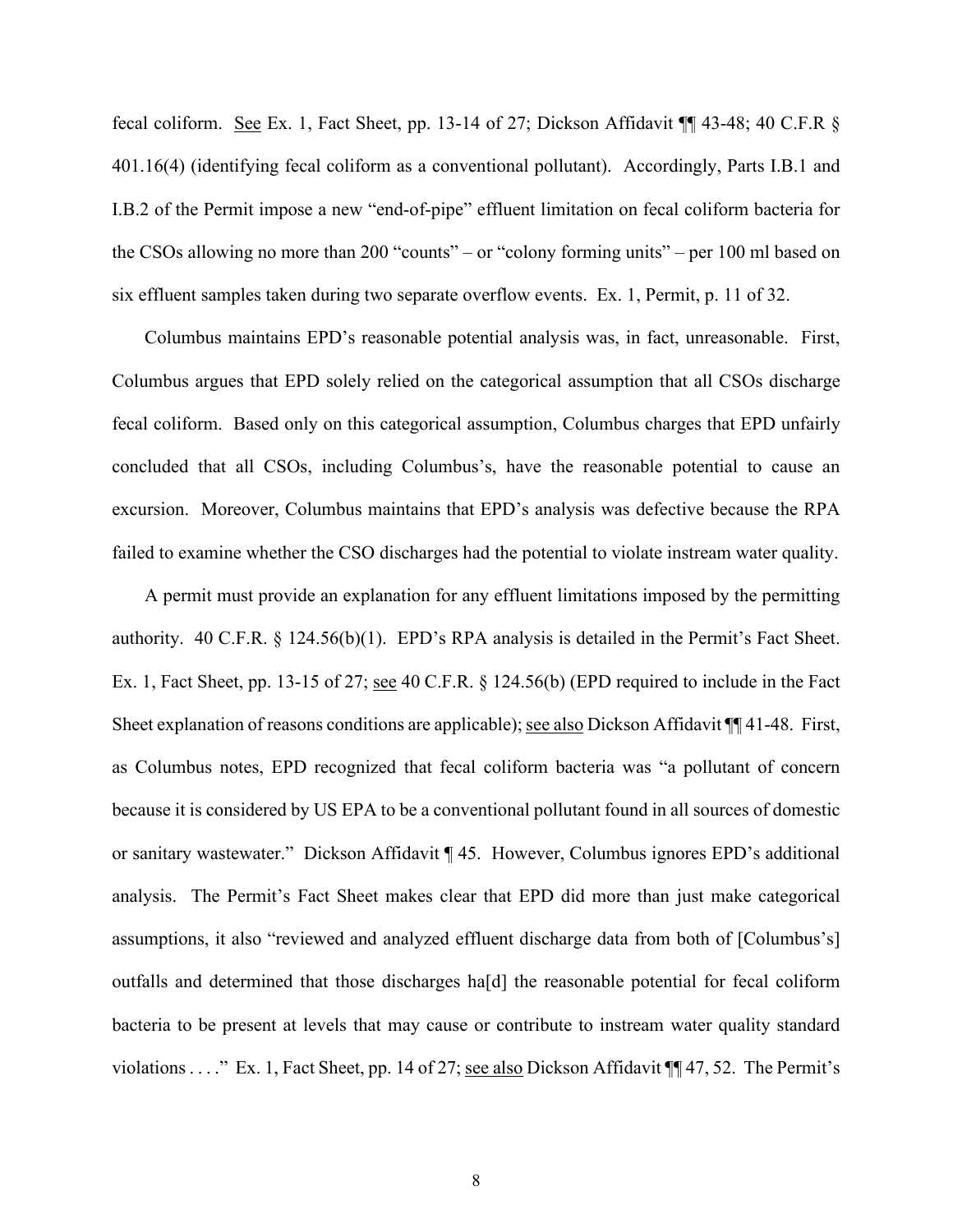fecal coliform. See Ex. 1, Fact Sheet, pp. 13-14 of 27; Dickson Affidavit ¶¶ 43-48; 40 C.F.R § 401.16(4) (identifying fecal coliform as a conventional pollutant). Accordingly, Parts I.B.1 and I.B.2 of the Permit impose a new "end-of-pipe" effluent limitation on fecal coliform bacteria for the CSOs allowing no more than 200 "counts" – or "colony forming units" – per 100 ml based on six effluent samples taken during two separate overflow events. Ex. 1, Permit, p. 11 of 32.

Columbus maintains EPD's reasonable potential analysis was, in fact, unreasonable. First, Columbus argues that EPD solely relied on the categorical assumption that all CSOs discharge fecal coliform. Based only on this categorical assumption, Columbus charges that EPD unfairly concluded that all CSOs, including Columbus's, have the reasonable potential to cause an excursion. Moreover, Columbus maintains that EPD's analysis was defective because the RPA failed to examine whether the CSO discharges had the potential to violate instream water quality.

A permit must provide an explanation for any effluent limitations imposed by the permitting authority. 40 C.F.R. § 124.56(b)(1). EPD's RPA analysis is detailed in the Permit's Fact Sheet. Ex. 1, Fact Sheet, pp. 13-15 of 27; see 40 C.F.R. § 124.56(b) (EPD required to include in the Fact Sheet explanation of reasons conditions are applicable); see also Dickson Affidavit ¶¶ 41-48. First, as Columbus notes, EPD recognized that fecal coliform bacteria was "a pollutant of concern because it is considered by US EPA to be a conventional pollutant found in all sources of domestic or sanitary wastewater." Dickson Affidavit ¶ 45. However, Columbus ignores EPD's additional analysis. The Permit's Fact Sheet makes clear that EPD did more than just make categorical assumptions, it also "reviewed and analyzed effluent discharge data from both of [Columbus's] outfalls and determined that those discharges ha[d] the reasonable potential for fecal coliform bacteria to be present at levels that may cause or contribute to instream water quality standard violations . . . ." Ex. 1, Fact Sheet, pp. 14 of 27; see also Dickson Affidavit ¶¶ 47, 52. The Permit's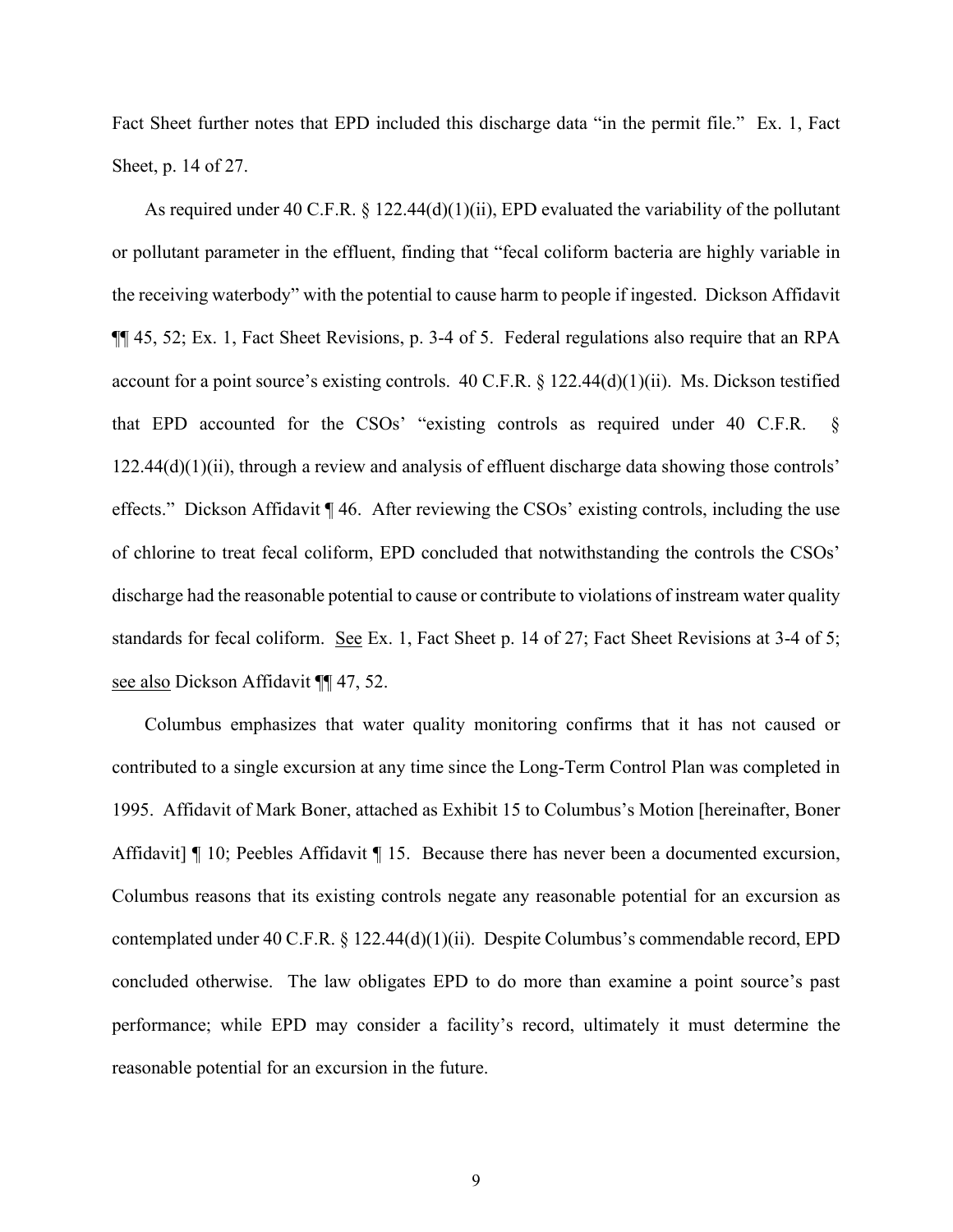Fact Sheet further notes that EPD included this discharge data "in the permit file." Ex. 1, Fact Sheet, p. 14 of 27.

As required under 40 C.F.R. § 122.44(d)(1)(ii), EPD evaluated the variability of the pollutant or pollutant parameter in the effluent, finding that "fecal coliform bacteria are highly variable in the receiving waterbody" with the potential to cause harm to people if ingested. Dickson Affidavit ¶¶ 45, 52; Ex. 1, Fact Sheet Revisions, p. 3-4 of 5. Federal regulations also require that an RPA account for a point source's existing controls. 40 C.F.R. § 122.44(d)(1)(ii). Ms. Dickson testified that EPD accounted for the CSOs' "existing controls as required under 40 C.F.R. § 122.44(d)(1)(ii), through a review and analysis of effluent discharge data showing those controls' effects." Dickson Affidavit ¶ 46. After reviewing the CSOs' existing controls, including the use of chlorine to treat fecal coliform, EPD concluded that notwithstanding the controls the CSOs' discharge had the reasonable potential to cause or contribute to violations of instream water quality standards for fecal coliform. See Ex. 1, Fact Sheet p. 14 of 27; Fact Sheet Revisions at 3-4 of 5; see also Dickson Affidavit ¶¶ 47, 52.

Columbus emphasizes that water quality monitoring confirms that it has not caused or contributed to a single excursion at any time since the Long-Term Control Plan was completed in 1995. Affidavit of Mark Boner, attached as Exhibit 15 to Columbus's Motion [hereinafter, Boner Affidavit] ¶ 10; Peebles Affidavit ¶ 15. Because there has never been a documented excursion, Columbus reasons that its existing controls negate any reasonable potential for an excursion as contemplated under 40 C.F.R. § 122.44(d)(1)(ii). Despite Columbus's commendable record, EPD concluded otherwise. The law obligates EPD to do more than examine a point source's past performance; while EPD may consider a facility's record, ultimately it must determine the reasonable potential for an excursion in the future.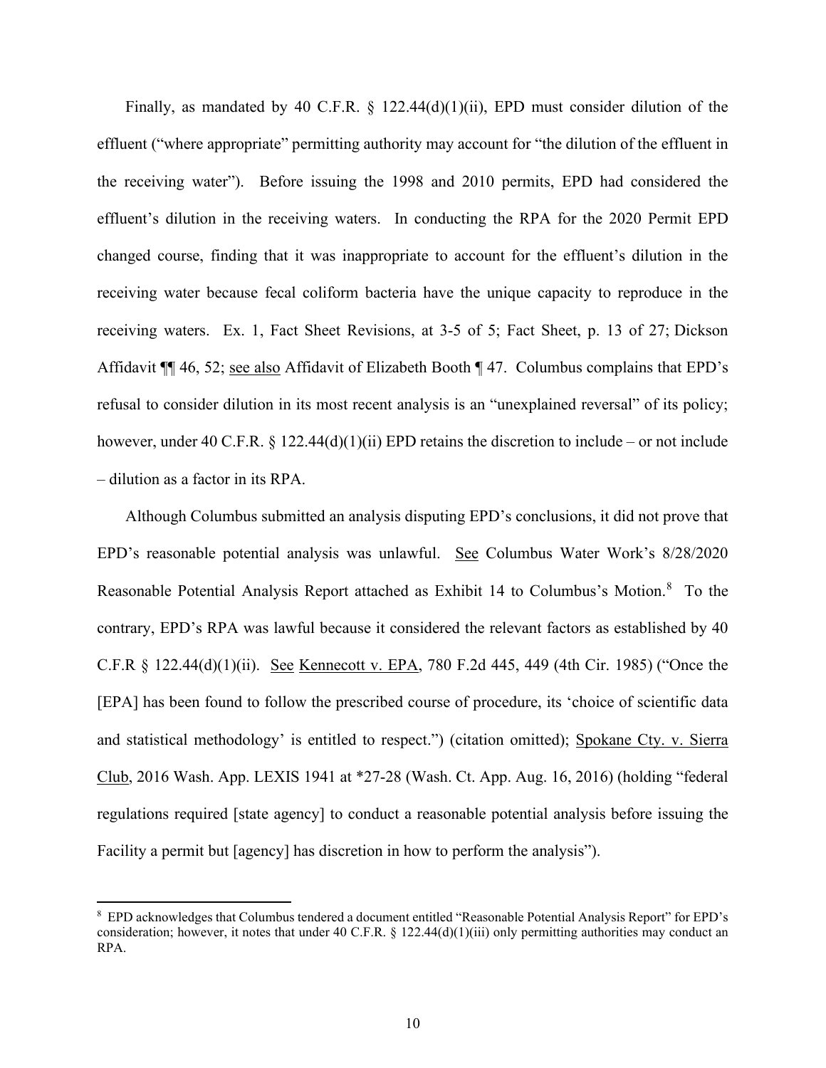Finally, as mandated by 40 C.F.R. § 122.44(d)(1)(ii), EPD must consider dilution of the effluent ("where appropriate" permitting authority may account for "the dilution of the effluent in the receiving water"). Before issuing the 1998 and 2010 permits, EPD had considered the effluent's dilution in the receiving waters. In conducting the RPA for the 2020 Permit EPD changed course, finding that it was inappropriate to account for the effluent's dilution in the receiving water because fecal coliform bacteria have the unique capacity to reproduce in the receiving waters. Ex. 1, Fact Sheet Revisions, at 3-5 of 5; Fact Sheet, p. 13 of 27; Dickson Affidavit ¶¶ 46, 52; see also Affidavit of Elizabeth Booth ¶ 47. Columbus complains that EPD's refusal to consider dilution in its most recent analysis is an "unexplained reversal" of its policy; however, under 40 C.F.R. § 122.44(d)(1)(ii) EPD retains the discretion to include – or not include – dilution as a factor in its RPA.

Although Columbus submitted an analysis disputing EPD's conclusions, it did not prove that EPD's reasonable potential analysis was unlawful. See Columbus Water Work's 8/28/2020 Reasonable Potential Analysis Report attached as Exhibit 14 to Columbus's Motion.[8] To the contrary, EPD's RPA was lawful because it considered the relevant factors as established by 40 C.F.R § 122.44(d)(1)(ii). See Kennecott v. EPA, 780 F.2d 445, 449 (4th Cir. 1985) ("Once the [EPA] has been found to follow the prescribed course of procedure, its 'choice of scientific data and statistical methodology' is entitled to respect.") (citation omitted); Spokane Cty. v. Sierra Club, 2016 Wash. App. LEXIS 1941 at *27-28 (Wash. Ct. App. Aug. 16, 2016) (holding "federal regulations required [state agency] to conduct a reasonable potential analysis before issuing the Facility a permit but [agency] has discretion in how to perform the analysis").

---

[8] EPD acknowledges that Columbus tendered a document entitled "Reasonable Potential Analysis Report" for EPD's consideration; however, it notes that under 40 C.F.R. § 122.44(d)(1)(iii) only permitting authorities may conduct an RPA.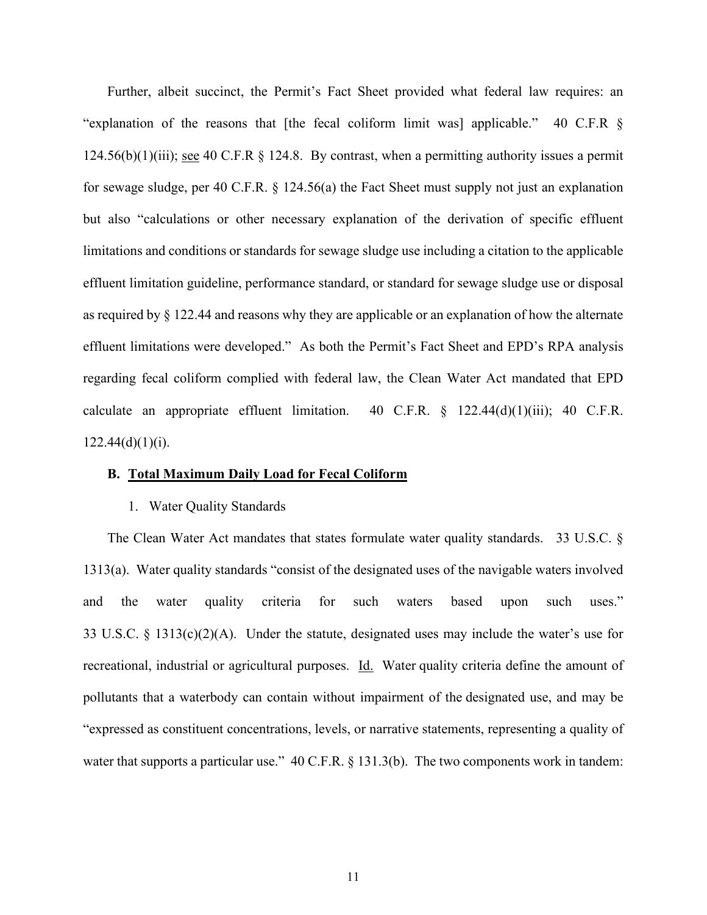Further, albeit succinct, the Permit's Fact Sheet provided what federal law requires: an "explanation of the reasons that [the fecal coliform limit was] applicable." 40 C.F.R § 124.56(b)(1)(iii); see 40 C.F.R § 124.8. By contrast, when a permitting authority issues a permit for sewage sludge, per 40 C.F.R. § 124.56(a) the Fact Sheet must supply not just an explanation but also "calculations or other necessary explanation of the derivation of specific effluent limitations and conditions or standards for sewage sludge use including a citation to the applicable effluent limitation guideline, performance standard, or standard for sewage sludge use or disposal as required by § 122.44 and reasons why they are applicable or an explanation of how the alternate effluent limitations were developed." As both the Permit's Fact Sheet and EPD's RPA analysis regarding fecal coliform complied with federal law, the Clean Water Act mandated that EPD calculate an appropriate effluent limitation. 40 C.F.R. § 122.44(d)(1)(iii); 40 C.F.R. 122.44(d)(1)(i).

### B. Total Maximum Daily Load for Fecal Coliform

1. Water Quality Standards

The Clean Water Act mandates that states formulate water quality standards. 33 U.S.C. § 1313(a). Water quality standards "consist of the designated uses of the navigable waters involved and the water quality criteria for such waters based upon such uses." 33 U.S.C. § 1313(c)(2)(A). Under the statute, designated uses may include the water's use for recreational, industrial or agricultural purposes. Id. Water quality criteria define the amount of pollutants that a waterbody can contain without impairment of the designated use, and may be "expressed as constituent concentrations, levels, or narrative statements, representing a quality of water that supports a particular use." 40 C.F.R. § 131.3(b). The two components work in tandem: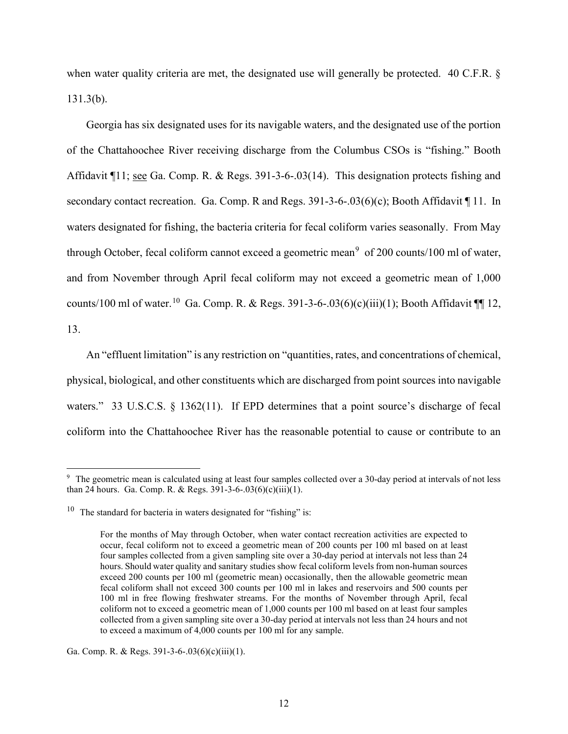when water quality criteria are met, the designated use will generally be protected. 40 C.F.R. § 131.3(b).

Georgia has six designated uses for its navigable waters, and the designated use of the portion of the Chattahoochee River receiving discharge from the Columbus CSOs is "fishing." Booth Affidavit ¶11; see Ga. Comp. R. & Regs. 391-3-6-.03(14). This designation protects fishing and secondary contact recreation. Ga. Comp. R and Regs. 391-3-6-.03(6)(c); Booth Affidavit ¶ 11. In waters designated for fishing, the bacteria criteria for fecal coliform varies seasonally. From May through October, fecal coliform cannot exceed a geometric mean[9] of 200 counts/100 ml of water, and from November through April fecal coliform may not exceed a geometric mean of 1,000 counts/100 ml of water.[10] Ga. Comp. R. & Regs. 391-3-6-.03(6)(c)(iii)(1); Booth Affidavit ¶¶ 12, 13.

An "effluent limitation" is any restriction on "quantities, rates, and concentrations of chemical, physical, biological, and other constituents which are discharged from point sources into navigable waters." 33 U.S.C.S. § 1362(11). If EPD determines that a point source's discharge of fecal coliform into the Chattahoochee River has the reasonable potential to cause or contribute to an

---

[9] The geometric mean is calculated using at least four samples collected over a 30-day period at intervals of not less than 24 hours. Ga. Comp. R. & Regs. 391-3-6-.03(6)(c)(iii)(1).

[10] The standard for bacteria in waters designated for "fishing" is:

> For the months of May through October, when water contact recreation activities are expected to occur, fecal coliform not to exceed a geometric mean of 200 counts per 100 ml based on at least four samples collected from a given sampling site over a 30-day period at intervals not less than 24 hours. Should water quality and sanitary studies show fecal coliform levels from non-human sources exceed 200 counts per 100 ml (geometric mean) occasionally, then the allowable geometric mean fecal coliform shall not exceed 300 counts per 100 ml in lakes and reservoirs and 500 counts per 100 ml in free flowing freshwater streams. For the months of November through April, fecal coliform not to exceed a geometric mean of 1,000 counts per 100 ml based on at least four samples collected from a given sampling site over a 30-day period at intervals not less than 24 hours and not to exceed a maximum of 4,000 counts per 100 ml for any sample.

Ga. Comp. R. & Regs. 391-3-6-.03(6)(c)(iii)(1).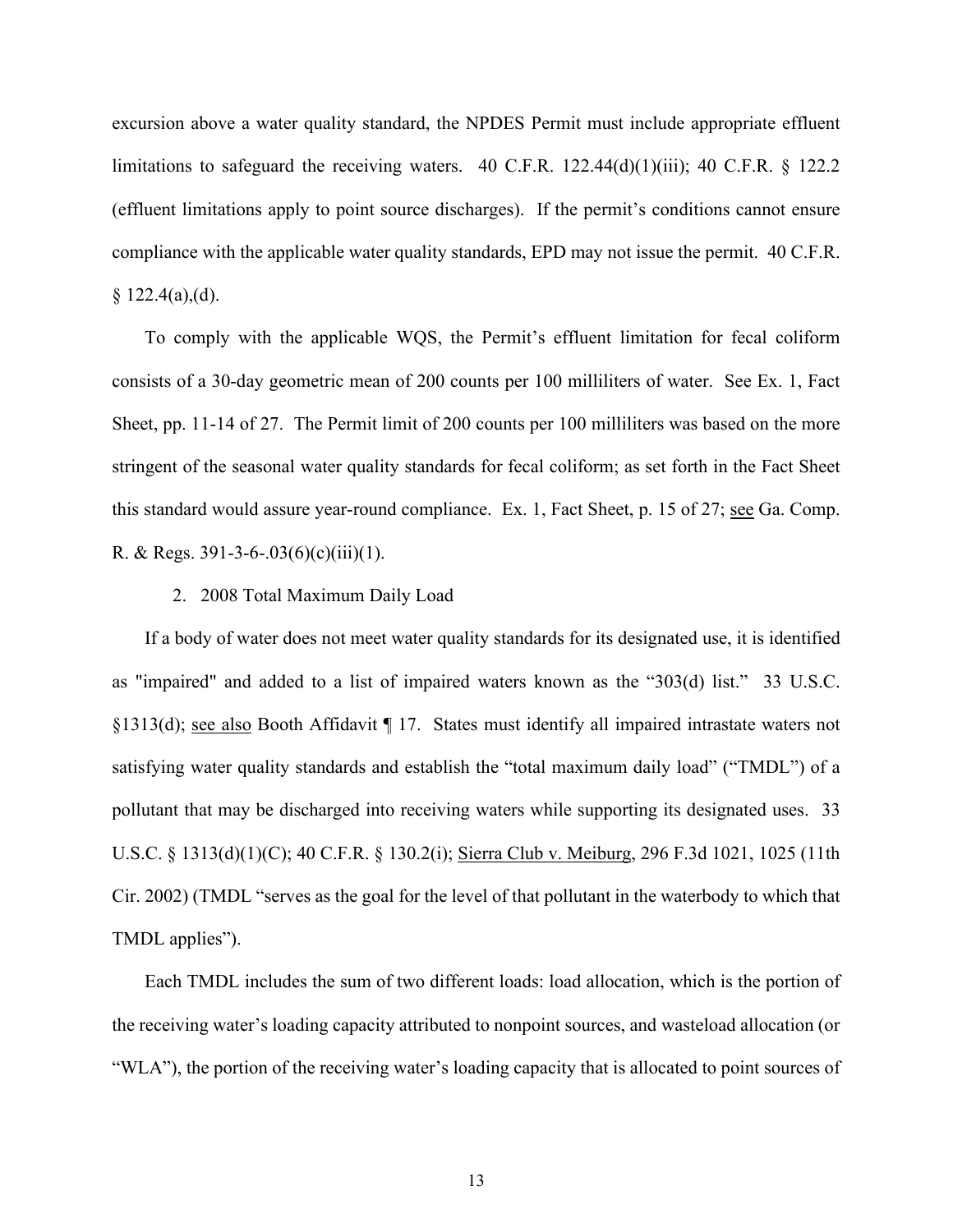excursion above a water quality standard, the NPDES Permit must include appropriate effluent limitations to safeguard the receiving waters. 40 C.F.R. 122.44(d)(1)(iii); 40 C.F.R. § 122.2 (effluent limitations apply to point source discharges). If the permit's conditions cannot ensure compliance with the applicable water quality standards, EPD may not issue the permit. 40 C.F.R. § 122.4(a),(d).

To comply with the applicable WQS, the Permit's effluent limitation for fecal coliform consists of a 30-day geometric mean of 200 counts per 100 milliliters of water. See Ex. 1, Fact Sheet, pp. 11-14 of 27. The Permit limit of 200 counts per 100 milliliters was based on the more stringent of the seasonal water quality standards for fecal coliform; as set forth in the Fact Sheet this standard would assure year-round compliance. Ex. 1, Fact Sheet, p. 15 of 27; see Ga. Comp. R. & Regs. 391-3-6-.03(6)(c)(iii)(1).

2. 2008 Total Maximum Daily Load

If a body of water does not meet water quality standards for its designated use, it is identified as "impaired" and added to a list of impaired waters known as the "303(d) list." 33 U.S.C. §1313(d); see also Booth Affidavit ¶ 17. States must identify all impaired intrastate waters not satisfying water quality standards and establish the "total maximum daily load" ("TMDL") of a pollutant that may be discharged into receiving waters while supporting its designated uses. 33 U.S.C. § 1313(d)(1)(C); 40 C.F.R. § 130.2(i); Sierra Club v. Meiburg, 296 F.3d 1021, 1025 (11th Cir. 2002) (TMDL "serves as the goal for the level of that pollutant in the waterbody to which that TMDL applies").

Each TMDL includes the sum of two different loads: load allocation, which is the portion of the receiving water's loading capacity attributed to nonpoint sources, and wasteload allocation (or "WLA"), the portion of the receiving water's loading capacity that is allocated to point sources of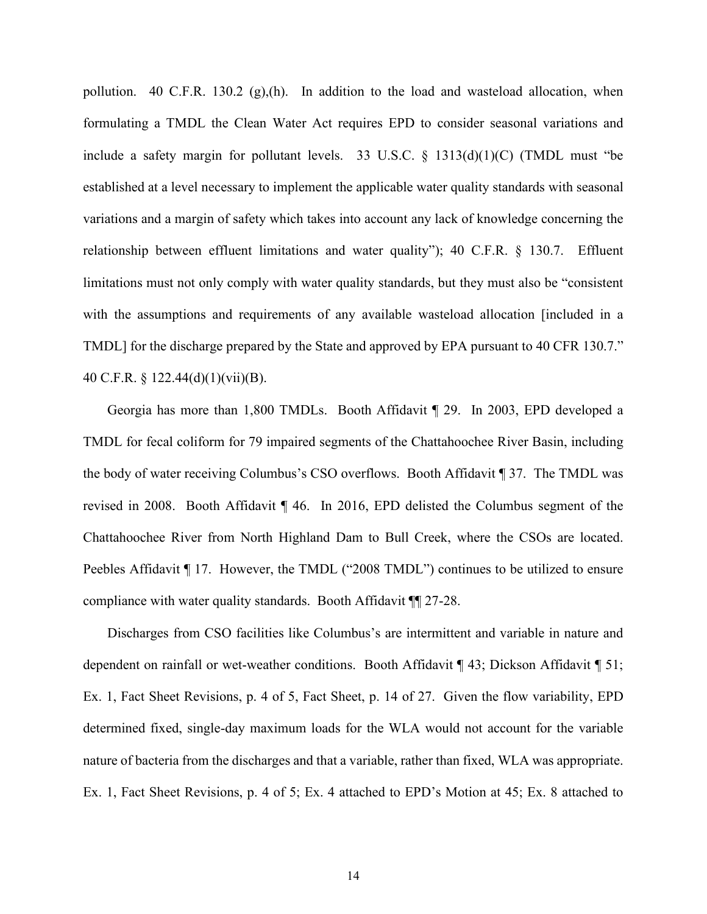pollution. 40 C.F.R. 130.2 (g),(h). In addition to the load and wasteload allocation, when formulating a TMDL the Clean Water Act requires EPD to consider seasonal variations and include a safety margin for pollutant levels. 33 U.S.C. § 1313(d)(1)(C) (TMDL must "be established at a level necessary to implement the applicable water quality standards with seasonal variations and a margin of safety which takes into account any lack of knowledge concerning the relationship between effluent limitations and water quality"); 40 C.F.R. § 130.7. Effluent limitations must not only comply with water quality standards, but they must also be "consistent with the assumptions and requirements of any available wasteload allocation [included in a TMDL] for the discharge prepared by the State and approved by EPA pursuant to 40 CFR 130.7." 40 C.F.R. § 122.44(d)(1)(vii)(B).

Georgia has more than 1,800 TMDLs. Booth Affidavit ¶ 29. In 2003, EPD developed a TMDL for fecal coliform for 79 impaired segments of the Chattahoochee River Basin, including the body of water receiving Columbus's CSO overflows. Booth Affidavit ¶ 37. The TMDL was revised in 2008. Booth Affidavit ¶ 46. In 2016, EPD delisted the Columbus segment of the Chattahoochee River from North Highland Dam to Bull Creek, where the CSOs are located. Peebles Affidavit ¶ 17. However, the TMDL ("2008 TMDL") continues to be utilized to ensure compliance with water quality standards. Booth Affidavit ¶¶ 27-28.

Discharges from CSO facilities like Columbus's are intermittent and variable in nature and dependent on rainfall or wet-weather conditions. Booth Affidavit ¶ 43; Dickson Affidavit ¶ 51; Ex. 1, Fact Sheet Revisions, p. 4 of 5, Fact Sheet, p. 14 of 27. Given the flow variability, EPD determined fixed, single-day maximum loads for the WLA would not account for the variable nature of bacteria from the discharges and that a variable, rather than fixed, WLA was appropriate. Ex. 1, Fact Sheet Revisions, p. 4 of 5; Ex. 4 attached to EPD's Motion at 45; Ex. 8 attached to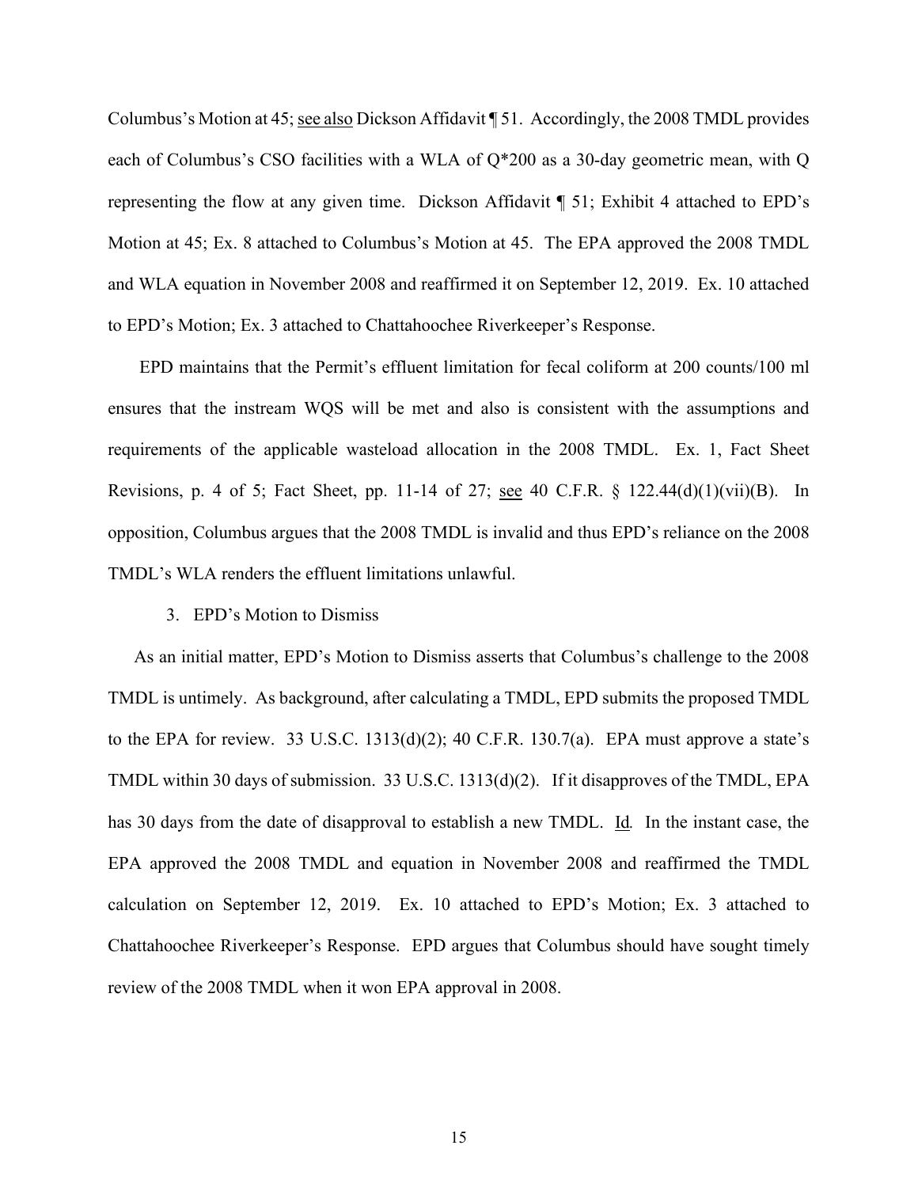Columbus's Motion at 45; see also Dickson Affidavit ¶ 51. Accordingly, the 2008 TMDL provides each of Columbus's CSO facilities with a WLA of Q*200 as a 30-day geometric mean, with Q representing the flow at any given time. Dickson Affidavit ¶ 51; Exhibit 4 attached to EPD's Motion at 45; Ex. 8 attached to Columbus's Motion at 45. The EPA approved the 2008 TMDL and WLA equation in November 2008 and reaffirmed it on September 12, 2019. Ex. 10 attached to EPD's Motion; Ex. 3 attached to Chattahoochee Riverkeeper's Response.

EPD maintains that the Permit's effluent limitation for fecal coliform at 200 counts/100 ml ensures that the instream WQS will be met and also is consistent with the assumptions and requirements of the applicable wasteload allocation in the 2008 TMDL. Ex. 1, Fact Sheet Revisions, p. 4 of 5; Fact Sheet, pp. 11-14 of 27; see 40 C.F.R. § 122.44(d)(1)(vii)(B). In opposition, Columbus argues that the 2008 TMDL is invalid and thus EPD's reliance on the 2008 TMDL's WLA renders the effluent limitations unlawful.

3. EPD's Motion to Dismiss

As an initial matter, EPD's Motion to Dismiss asserts that Columbus's challenge to the 2008 TMDL is untimely. As background, after calculating a TMDL, EPD submits the proposed TMDL to the EPA for review. 33 U.S.C. 1313(d)(2); 40 C.F.R. 130.7(a). EPA must approve a state's TMDL within 30 days of submission. 33 U.S.C. 1313(d)(2). If it disapproves of the TMDL, EPA has 30 days from the date of disapproval to establish a new TMDL. Id. In the instant case, the EPA approved the 2008 TMDL and equation in November 2008 and reaffirmed the TMDL calculation on September 12, 2019. Ex. 10 attached to EPD's Motion; Ex. 3 attached to Chattahoochee Riverkeeper's Response. EPD argues that Columbus should have sought timely review of the 2008 TMDL when it won EPA approval in 2008.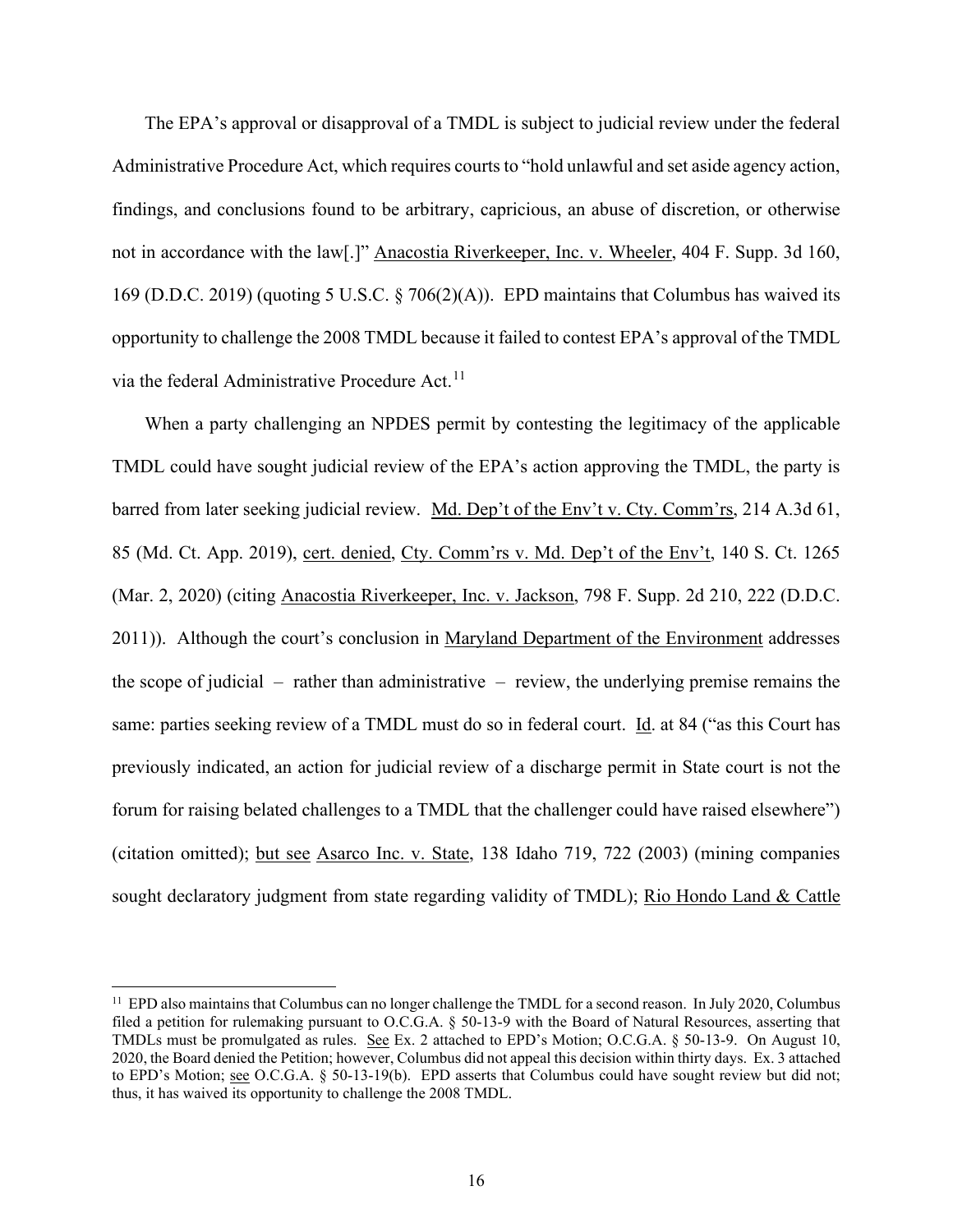The EPA's approval or disapproval of a TMDL is subject to judicial review under the federal Administrative Procedure Act, which requires courts to "hold unlawful and set aside agency action, findings, and conclusions found to be arbitrary, capricious, an abuse of discretion, or otherwise not in accordance with the law[.]" Anacostia Riverkeeper, Inc. v. Wheeler, 404 F. Supp. 3d 160, 169 (D.D.C. 2019) (quoting 5 U.S.C. § 706(2)(A)). EPD maintains that Columbus has waived its opportunity to challenge the 2008 TMDL because it failed to contest EPA's approval of the TMDL via the federal Administrative Procedure Act.[11]

When a party challenging an NPDES permit by contesting the legitimacy of the applicable TMDL could have sought judicial review of the EPA's action approving the TMDL, the party is barred from later seeking judicial review. Md. Dep't of the Env't v. Cty. Comm'rs, 214 A.3d 61, 85 (Md. Ct. App. 2019), cert. denied, Cty. Comm'rs v. Md. Dep't of the Env't, 140 S. Ct. 1265 (Mar. 2, 2020) (citing Anacostia Riverkeeper, Inc. v. Jackson, 798 F. Supp. 2d 210, 222 (D.D.C. 2011)). Although the court's conclusion in Maryland Department of the Environment addresses the scope of judicial – rather than administrative – review, the underlying premise remains the same: parties seeking review of a TMDL must do so in federal court. Id. at 84 ("as this Court has previously indicated, an action for judicial review of a discharge permit in State court is not the forum for raising belated challenges to a TMDL that the challenger could have raised elsewhere") (citation omitted); but see Asarco Inc. v. State, 138 Idaho 719, 722 (2003) (mining companies sought declaratory judgment from state regarding validity of TMDL); Rio Hondo Land & Cattle

[11] EPD also maintains that Columbus can no longer challenge the TMDL for a second reason. In July 2020, Columbus filed a petition for rulemaking pursuant to O.C.G.A. § 50-13-9 with the Board of Natural Resources, asserting that TMDLs must be promulgated as rules. See Ex. 2 attached to EPD's Motion; O.C.G.A. § 50-13-9. On August 10, 2020, the Board denied the Petition; however, Columbus did not appeal this decision within thirty days. Ex. 3 attached to EPD's Motion; see O.C.G.A. § 50-13-19(b). EPD asserts that Columbus could have sought review but did not; thus, it has waived its opportunity to challenge the 2008 TMDL.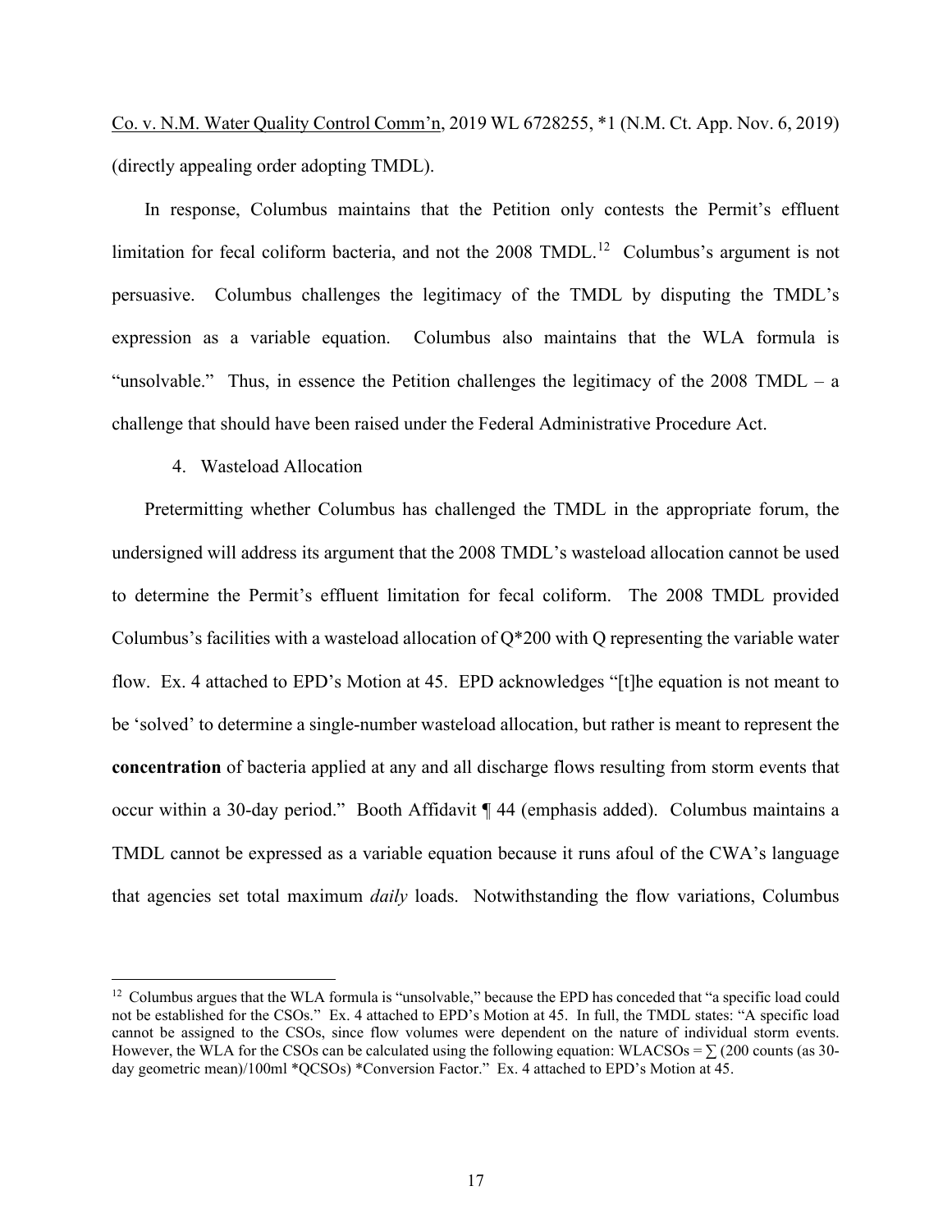Co. v. N.M. Water Quality Control Comm'n, 2019 WL 6728255, *1 (N.M. Ct. App. Nov. 6, 2019) (directly appealing order adopting TMDL).

In response, Columbus maintains that the Petition only contests the Permit's effluent limitation for fecal coliform bacteria, and not the 2008 TMDL.[12] Columbus's argument is not persuasive. Columbus challenges the legitimacy of the TMDL by disputing the TMDL's expression as a variable equation. Columbus also maintains that the WLA formula is "unsolvable." Thus, in essence the Petition challenges the legitimacy of the 2008 TMDL – a challenge that should have been raised under the Federal Administrative Procedure Act.

4. Wasteload Allocation

Pretermitting whether Columbus has challenged the TMDL in the appropriate forum, the undersigned will address its argument that the 2008 TMDL's wasteload allocation cannot be used to determine the Permit's effluent limitation for fecal coliform. The 2008 TMDL provided Columbus's facilities with a wasteload allocation of Q*200 with Q representing the variable water flow. Ex. 4 attached to EPD's Motion at 45. EPD acknowledges "[t]he equation is not meant to be 'solved' to determine a single-number wasteload allocation, but rather is meant to represent the **concentration** of bacteria applied at any and all discharge flows resulting from storm events that occur within a 30-day period." Booth Affidavit ¶ 44 (emphasis added). Columbus maintains a TMDL cannot be expressed as a variable equation because it runs afoul of the CWA's language that agencies set total maximum *daily* loads. Notwithstanding the flow variations, Columbus

---

[12] Columbus argues that the WLA formula is "unsolvable," because the EPD has conceded that "a specific load could not be established for the CSOs." Ex. 4 attached to EPD's Motion at 45. In full, the TMDL states: "A specific load cannot be assigned to the CSOs, since flow volumes were dependent on the nature of individual storm events. However, the WLA for the CSOs can be calculated using the following equation: WLACSOs = ∑ (200 counts (as 30-day geometric mean)/100ml *QCSOs) *Conversion Factor." Ex. 4 attached to EPD's Motion at 45.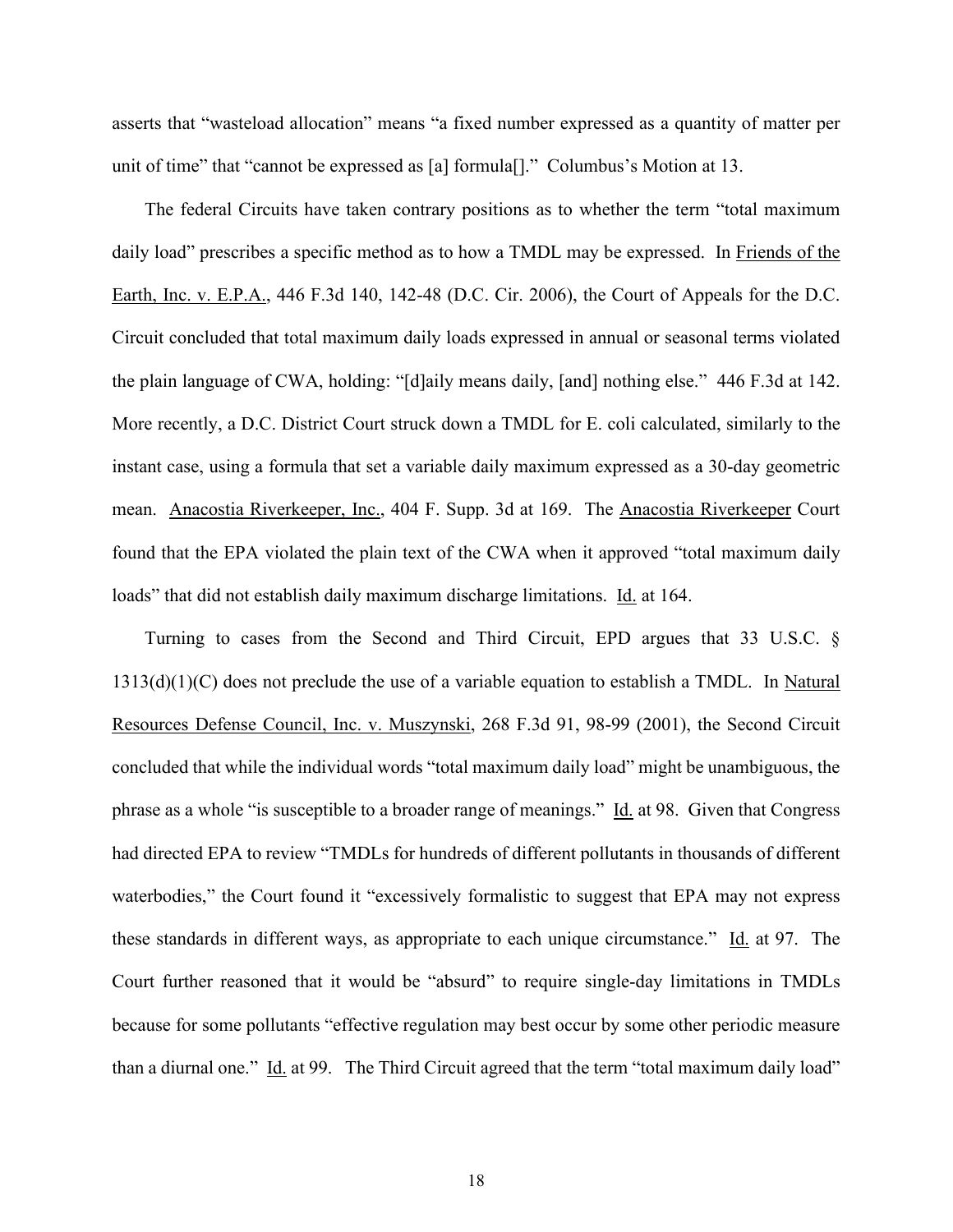asserts that "wasteload allocation" means "a fixed number expressed as a quantity of matter per unit of time" that "cannot be expressed as [a] formula[]." Columbus's Motion at 13.

The federal Circuits have taken contrary positions as to whether the term "total maximum daily load" prescribes a specific method as to how a TMDL may be expressed. In Friends of the Earth, Inc. v. E.P.A., 446 F.3d 140, 142-48 (D.C. Cir. 2006), the Court of Appeals for the D.C. Circuit concluded that total maximum daily loads expressed in annual or seasonal terms violated the plain language of CWA, holding: "[d]aily means daily, [and] nothing else." 446 F.3d at 142. More recently, a D.C. District Court struck down a TMDL for E. coli calculated, similarly to the instant case, using a formula that set a variable daily maximum expressed as a 30-day geometric mean. Anacostia Riverkeeper, Inc., 404 F. Supp. 3d at 169. The Anacostia Riverkeeper Court found that the EPA violated the plain text of the CWA when it approved "total maximum daily loads" that did not establish daily maximum discharge limitations. Id. at 164.

Turning to cases from the Second and Third Circuit, EPD argues that 33 U.S.C. § 1313(d)(1)(C) does not preclude the use of a variable equation to establish a TMDL. In Natural Resources Defense Council, Inc. v. Muszynski, 268 F.3d 91, 98-99 (2001), the Second Circuit concluded that while the individual words "total maximum daily load" might be unambiguous, the phrase as a whole "is susceptible to a broader range of meanings." Id. at 98. Given that Congress had directed EPA to review "TMDLs for hundreds of different pollutants in thousands of different waterbodies," the Court found it "excessively formalistic to suggest that EPA may not express these standards in different ways, as appropriate to each unique circumstance." Id. at 97. The Court further reasoned that it would be "absurd" to require single-day limitations in TMDLs because for some pollutants "effective regulation may best occur by some other periodic measure than a diurnal one." Id. at 99. The Third Circuit agreed that the term "total maximum daily load"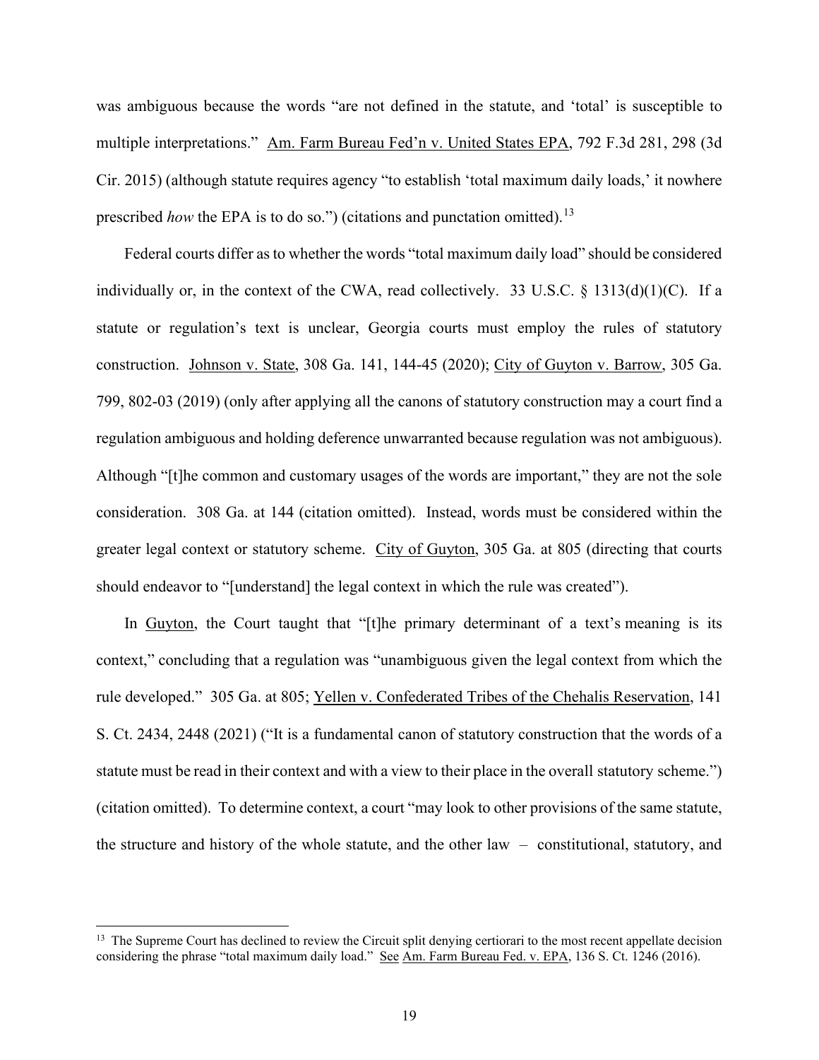was ambiguous because the words "are not defined in the statute, and 'total' is susceptible to multiple interpretations." Am. Farm Bureau Fed'n v. United States EPA, 792 F.3d 281, 298 (3d Cir. 2015) (although statute requires agency "to establish 'total maximum daily loads,' it nowhere prescribed *how* the EPA is to do so.") (citations and punctation omitted).[13]

Federal courts differ as to whether the words "total maximum daily load" should be considered individually or, in the context of the CWA, read collectively. 33 U.S.C. § 1313(d)(1)(C). If a statute or regulation's text is unclear, Georgia courts must employ the rules of statutory construction. Johnson v. State, 308 Ga. 141, 144-45 (2020); City of Guyton v. Barrow, 305 Ga. 799, 802-03 (2019) (only after applying all the canons of statutory construction may a court find a regulation ambiguous and holding deference unwarranted because regulation was not ambiguous). Although "[t]he common and customary usages of the words are important," they are not the sole consideration. 308 Ga. at 144 (citation omitted). Instead, words must be considered within the greater legal context or statutory scheme. City of Guyton, 305 Ga. at 805 (directing that courts should endeavor to "[understand] the legal context in which the rule was created").

In Guyton, the Court taught that "[t]he primary determinant of a text's meaning is its context," concluding that a regulation was "unambiguous given the legal context from which the rule developed." 305 Ga. at 805; Yellen v. Confederated Tribes of the Chehalis Reservation, 141 S. Ct. 2434, 2448 (2021) ("It is a fundamental canon of statutory construction that the words of a statute must be read in their context and with a view to their place in the overall statutory scheme.") (citation omitted). To determine context, a court "may look to other provisions of the same statute, the structure and history of the whole statute, and the other law – constitutional, statutory, and

---

[13] The Supreme Court has declined to review the Circuit split denying certiorari to the most recent appellate decision considering the phrase "total maximum daily load." See Am. Farm Bureau Fed. v. EPA, 136 S. Ct. 1246 (2016).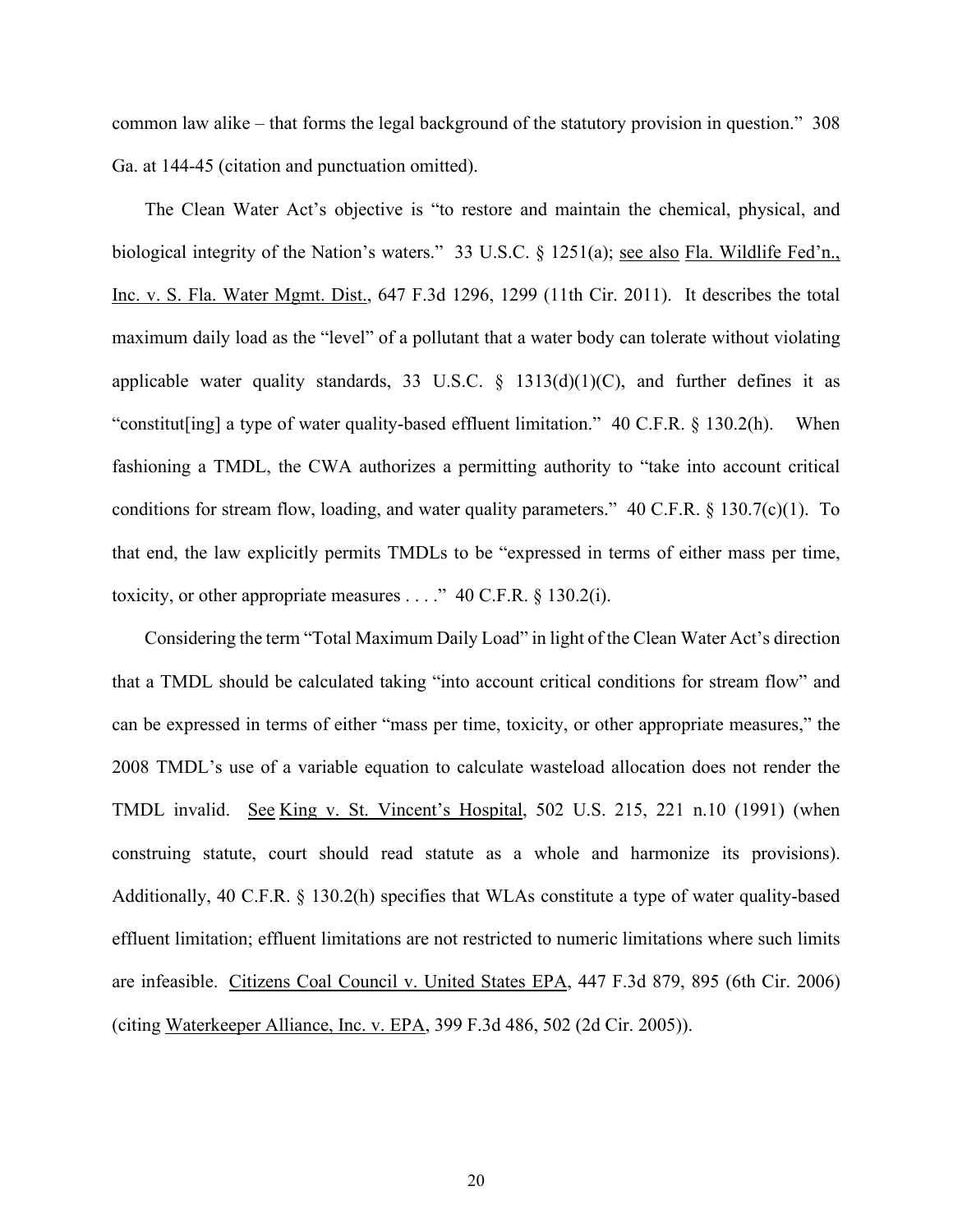common law alike – that forms the legal background of the statutory provision in question." 308 Ga. at 144-45 (citation and punctuation omitted).

The Clean Water Act's objective is "to restore and maintain the chemical, physical, and biological integrity of the Nation's waters." 33 U.S.C. § 1251(a); see also Fla. Wildlife Fed'n., Inc. v. S. Fla. Water Mgmt. Dist., 647 F.3d 1296, 1299 (11th Cir. 2011). It describes the total maximum daily load as the "level" of a pollutant that a water body can tolerate without violating applicable water quality standards, 33 U.S.C. § 1313(d)(1)(C), and further defines it as "constitut[ing] a type of water quality-based effluent limitation." 40 C.F.R. § 130.2(h). When fashioning a TMDL, the CWA authorizes a permitting authority to "take into account critical conditions for stream flow, loading, and water quality parameters." 40 C.F.R. § 130.7(c)(1). To that end, the law explicitly permits TMDLs to be "expressed in terms of either mass per time, toxicity, or other appropriate measures . . . ." 40 C.F.R. § 130.2(i).

Considering the term "Total Maximum Daily Load" in light of the Clean Water Act's direction that a TMDL should be calculated taking "into account critical conditions for stream flow" and can be expressed in terms of either "mass per time, toxicity, or other appropriate measures," the 2008 TMDL's use of a variable equation to calculate wasteload allocation does not render the TMDL invalid. See King v. St. Vincent's Hospital, 502 U.S. 215, 221 n.10 (1991) (when construing statute, court should read statute as a whole and harmonize its provisions). Additionally, 40 C.F.R. § 130.2(h) specifies that WLAs constitute a type of water quality-based effluent limitation; effluent limitations are not restricted to numeric limitations where such limits are infeasible. Citizens Coal Council v. United States EPA, 447 F.3d 879, 895 (6th Cir. 2006) (citing Waterkeeper Alliance, Inc. v. EPA, 399 F.3d 486, 502 (2d Cir. 2005)).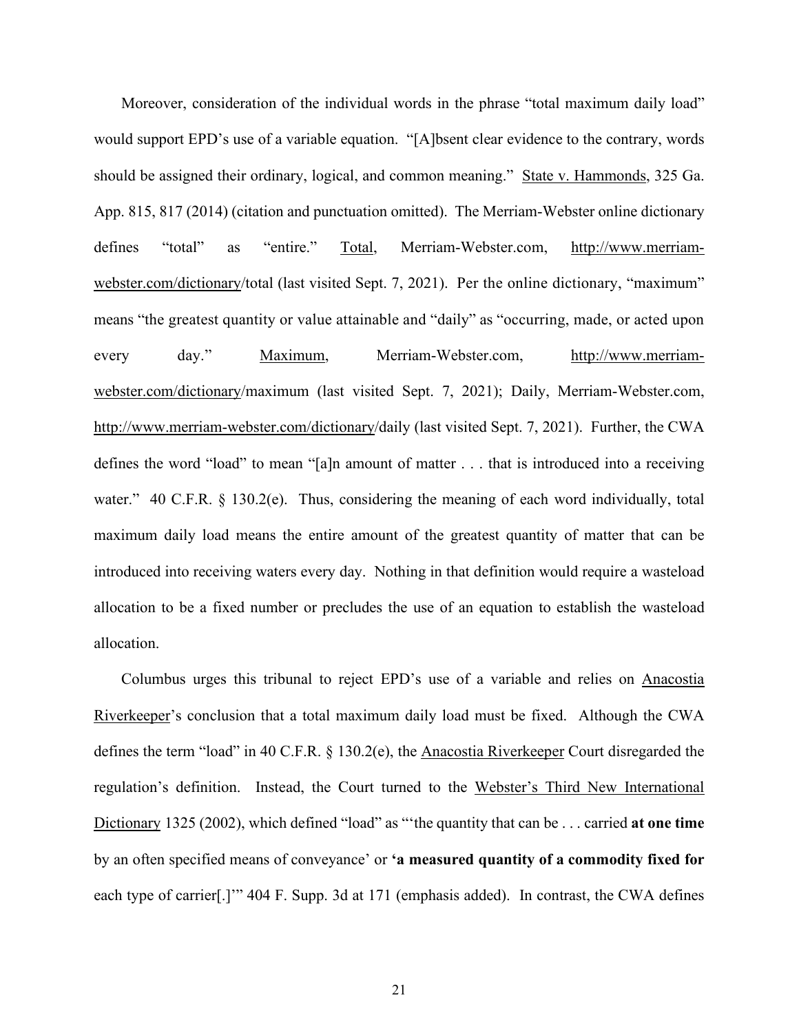Moreover, consideration of the individual words in the phrase "total maximum daily load" would support EPD's use of a variable equation. "[A]bsent clear evidence to the contrary, words should be assigned their ordinary, logical, and common meaning." State v. Hammonds, 325 Ga. App. 815, 817 (2014) (citation and punctuation omitted). The Merriam-Webster online dictionary defines "total" as "entire." Total, Merriam-Webster.com, http://www.merriam-webster.com/dictionary/total (last visited Sept. 7, 2021). Per the online dictionary, "maximum" means "the greatest quantity or value attainable and "daily" as "occurring, made, or acted upon every day." Maximum, Merriam-Webster.com, http://www.merriam-webster.com/dictionary/maximum (last visited Sept. 7, 2021); Daily, Merriam-Webster.com, http://www.merriam-webster.com/dictionary/daily (last visited Sept. 7, 2021). Further, the CWA defines the word "load" to mean "[a]n amount of matter . . . that is introduced into a receiving water." 40 C.F.R. § 130.2(e). Thus, considering the meaning of each word individually, total maximum daily load means the entire amount of the greatest quantity of matter that can be introduced into receiving waters every day. Nothing in that definition would require a wasteload allocation to be a fixed number or precludes the use of an equation to establish the wasteload allocation.

Columbus urges this tribunal to reject EPD's use of a variable and relies on Anacostia Riverkeeper's conclusion that a total maximum daily load must be fixed. Although the CWA defines the term "load" in 40 C.F.R. § 130.2(e), the Anacostia Riverkeeper Court disregarded the regulation's definition. Instead, the Court turned to the Webster's Third New International Dictionary 1325 (2002), which defined "load" as "'the quantity that can be . . . carried **at one time** by an often specified means of conveyance' or **'a measured quantity of a commodity fixed for** each type of carrier[.]'" 404 F. Supp. 3d at 171 (emphasis added). In contrast, the CWA defines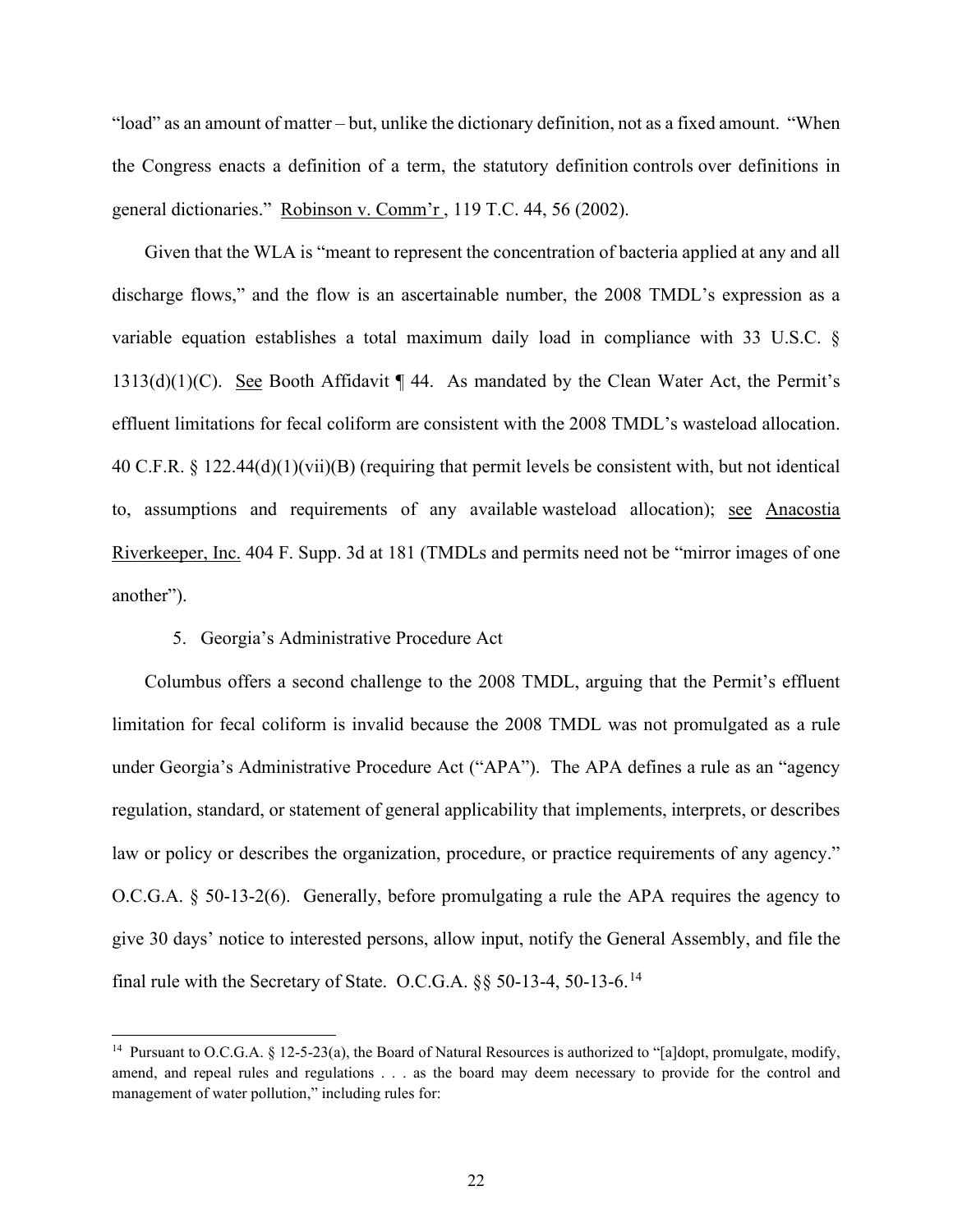"load" as an amount of matter – but, unlike the dictionary definition, not as a fixed amount. "When the Congress enacts a definition of a term, the statutory definition controls over definitions in general dictionaries." Robinson v. Comm'r , 119 T.C. 44, 56 (2002).

Given that the WLA is "meant to represent the concentration of bacteria applied at any and all discharge flows," and the flow is an ascertainable number, the 2008 TMDL's expression as a variable equation establishes a total maximum daily load in compliance with 33 U.S.C. § 1313(d)(1)(C). See Booth Affidavit ¶ 44. As mandated by the Clean Water Act, the Permit's effluent limitations for fecal coliform are consistent with the 2008 TMDL's wasteload allocation. 40 C.F.R. § 122.44(d)(1)(vii)(B) (requiring that permit levels be consistent with, but not identical to, assumptions and requirements of any available wasteload allocation); see Anacostia Riverkeeper, Inc. 404 F. Supp. 3d at 181 (TMDLs and permits need not be "mirror images of one another").

5. Georgia's Administrative Procedure Act

Columbus offers a second challenge to the 2008 TMDL, arguing that the Permit's effluent limitation for fecal coliform is invalid because the 2008 TMDL was not promulgated as a rule under Georgia's Administrative Procedure Act ("APA"). The APA defines a rule as an "agency regulation, standard, or statement of general applicability that implements, interprets, or describes law or policy or describes the organization, procedure, or practice requirements of any agency." O.C.G.A. § 50-13-2(6). Generally, before promulgating a rule the APA requires the agency to give 30 days' notice to interested persons, allow input, notify the General Assembly, and file the final rule with the Secretary of State. O.C.G.A. §§ 50-13-4, 50-13-6.[14]

[14] Pursuant to O.C.G.A. § 12-5-23(a), the Board of Natural Resources is authorized to "[a]dopt, promulgate, modify, amend, and repeal rules and regulations . . . as the board may deem necessary to provide for the control and management of water pollution," including rules for: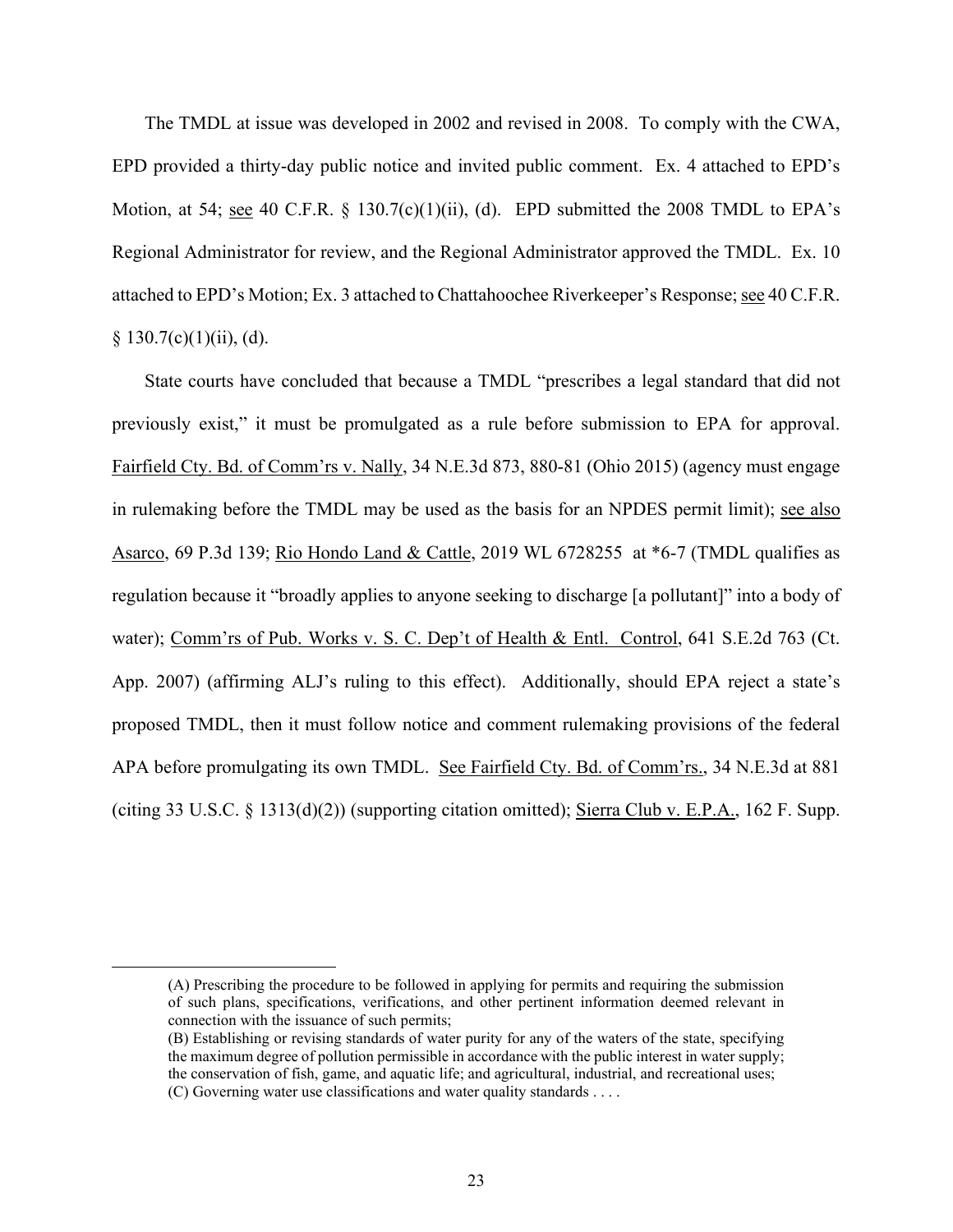The TMDL at issue was developed in 2002 and revised in 2008. To comply with the CWA, EPD provided a thirty-day public notice and invited public comment. Ex. 4 attached to EPD's Motion, at 54; see 40 C.F.R. § 130.7(c)(1)(ii), (d). EPD submitted the 2008 TMDL to EPA's Regional Administrator for review, and the Regional Administrator approved the TMDL. Ex. 10 attached to EPD's Motion; Ex. 3 attached to Chattahoochee Riverkeeper's Response; see 40 C.F.R. § 130.7(c)(1)(ii), (d).

State courts have concluded that because a TMDL "prescribes a legal standard that did not previously exist," it must be promulgated as a rule before submission to EPA for approval. Fairfield Cty. Bd. of Comm'rs v. Nally, 34 N.E.3d 873, 880-81 (Ohio 2015) (agency must engage in rulemaking before the TMDL may be used as the basis for an NPDES permit limit); see also Asarco, 69 P.3d 139; Rio Hondo Land & Cattle, 2019 WL 6728255 at *6-7 (TMDL qualifies as regulation because it "broadly applies to anyone seeking to discharge [a pollutant]" into a body of water); Comm'rs of Pub. Works v. S. C. Dep't of Health & Entl. Control, 641 S.E.2d 763 (Ct. App. 2007) (affirming ALJ's ruling to this effect). Additionally, should EPA reject a state's proposed TMDL, then it must follow notice and comment rulemaking provisions of the federal APA before promulgating its own TMDL. See Fairfield Cty. Bd. of Comm'rs., 34 N.E.3d at 881 (citing 33 U.S.C. § 1313(d)(2)) (supporting citation omitted); Sierra Club v. E.P.A., 162 F. Supp.

---

> (A) Prescribing the procedure to be followed in applying for permits and requiring the submission of such plans, specifications, verifications, and other pertinent information deemed relevant in connection with the issuance of such permits;
>
> (B) Establishing or revising standards of water purity for any of the waters of the state, specifying the maximum degree of pollution permissible in accordance with the public interest in water supply; the conservation of fish, game, and aquatic life; and agricultural, industrial, and recreational uses;
>
> (C) Governing water use classifications and water quality standards . . . .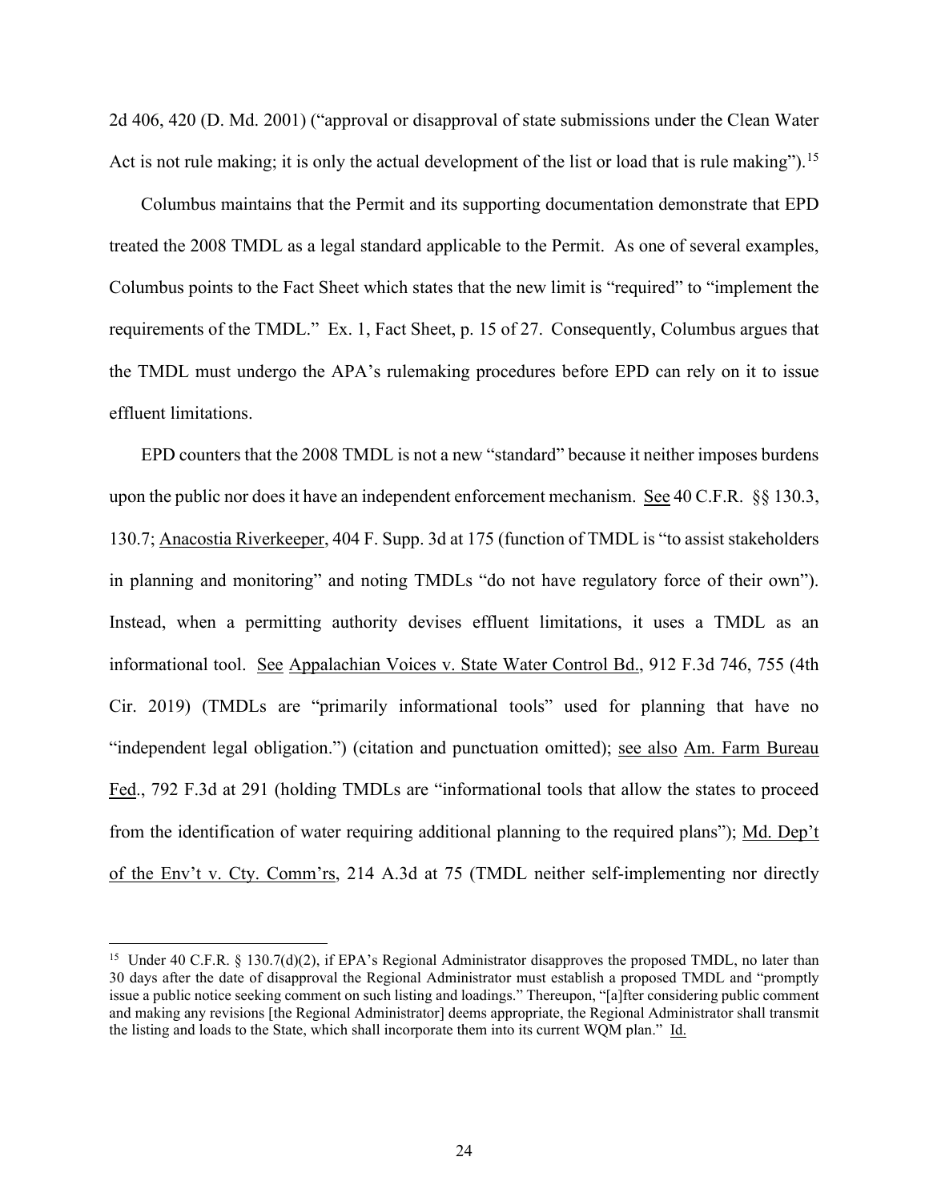2d 406, 420 (D. Md. 2001) ("approval or disapproval of state submissions under the Clean Water Act is not rule making; it is only the actual development of the list or load that is rule making").[15]

Columbus maintains that the Permit and its supporting documentation demonstrate that EPD treated the 2008 TMDL as a legal standard applicable to the Permit. As one of several examples, Columbus points to the Fact Sheet which states that the new limit is "required" to "implement the requirements of the TMDL." Ex. 1, Fact Sheet, p. 15 of 27. Consequently, Columbus argues that the TMDL must undergo the APA's rulemaking procedures before EPD can rely on it to issue effluent limitations.

EPD counters that the 2008 TMDL is not a new "standard" because it neither imposes burdens upon the public nor does it have an independent enforcement mechanism. See 40 C.F.R. §§ 130.3, 130.7; Anacostia Riverkeeper, 404 F. Supp. 3d at 175 (function of TMDL is "to assist stakeholders in planning and monitoring" and noting TMDLs "do not have regulatory force of their own"). Instead, when a permitting authority devises effluent limitations, it uses a TMDL as an informational tool. See Appalachian Voices v. State Water Control Bd., 912 F.3d 746, 755 (4th Cir. 2019) (TMDLs are "primarily informational tools" used for planning that have no "independent legal obligation.") (citation and punctuation omitted); see also Am. Farm Bureau Fed., 792 F.3d at 291 (holding TMDLs are "informational tools that allow the states to proceed from the identification of water requiring additional planning to the required plans"); Md. Dep't of the Env't v. Cty. Comm'rs, 214 A.3d at 75 (TMDL neither self-implementing nor directly

---

[15] Under 40 C.F.R. § 130.7(d)(2), if EPA's Regional Administrator disapproves the proposed TMDL, no later than 30 days after the date of disapproval the Regional Administrator must establish a proposed TMDL and "promptly issue a public notice seeking comment on such listing and loadings." Thereupon, "[a]fter considering public comment and making any revisions [the Regional Administrator] deems appropriate, the Regional Administrator shall transmit the listing and loads to the State, which shall incorporate them into its current WQM plan." Id.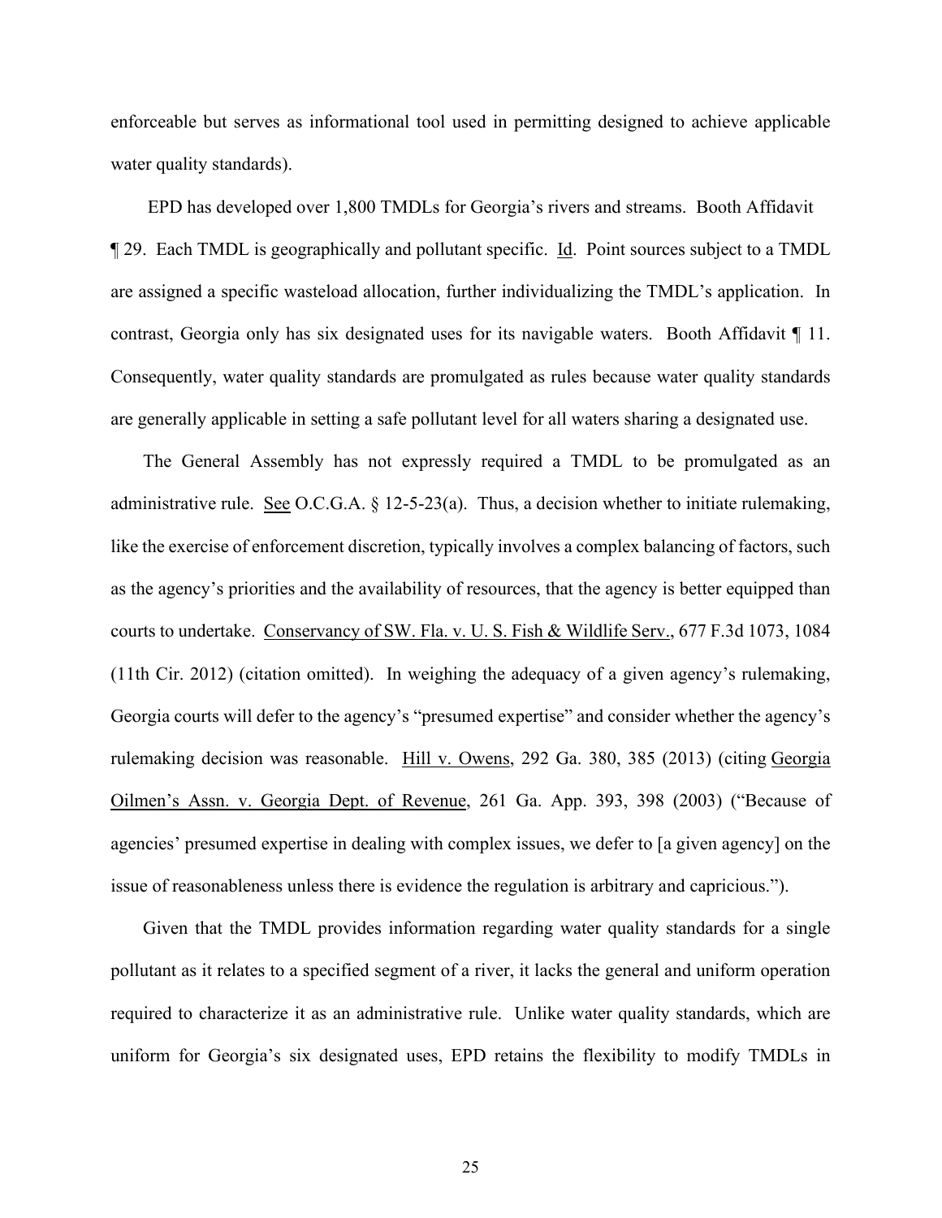enforceable but serves as informational tool used in permitting designed to achieve applicable water quality standards).

EPD has developed over 1,800 TMDLs for Georgia's rivers and streams. Booth Affidavit ¶ 29. Each TMDL is geographically and pollutant specific. Id. Point sources subject to a TMDL are assigned a specific wasteload allocation, further individualizing the TMDL's application. In contrast, Georgia only has six designated uses for its navigable waters. Booth Affidavit ¶ 11. Consequently, water quality standards are promulgated as rules because water quality standards are generally applicable in setting a safe pollutant level for all waters sharing a designated use.

The General Assembly has not expressly required a TMDL to be promulgated as an administrative rule. See O.C.G.A. § 12-5-23(a). Thus, a decision whether to initiate rulemaking, like the exercise of enforcement discretion, typically involves a complex balancing of factors, such as the agency's priorities and the availability of resources, that the agency is better equipped than courts to undertake. Conservancy of SW. Fla. v. U. S. Fish & Wildlife Serv., 677 F.3d 1073, 1084 (11th Cir. 2012) (citation omitted). In weighing the adequacy of a given agency's rulemaking, Georgia courts will defer to the agency's "presumed expertise" and consider whether the agency's rulemaking decision was reasonable. Hill v. Owens, 292 Ga. 380, 385 (2013) (citing Georgia Oilmen's Assn. v. Georgia Dept. of Revenue, 261 Ga. App. 393, 398 (2003) ("Because of agencies' presumed expertise in dealing with complex issues, we defer to [a given agency] on the issue of reasonableness unless there is evidence the regulation is arbitrary and capricious.").

Given that the TMDL provides information regarding water quality standards for a single pollutant as it relates to a specified segment of a river, it lacks the general and uniform operation required to characterize it as an administrative rule. Unlike water quality standards, which are uniform for Georgia's six designated uses, EPD retains the flexibility to modify TMDLs in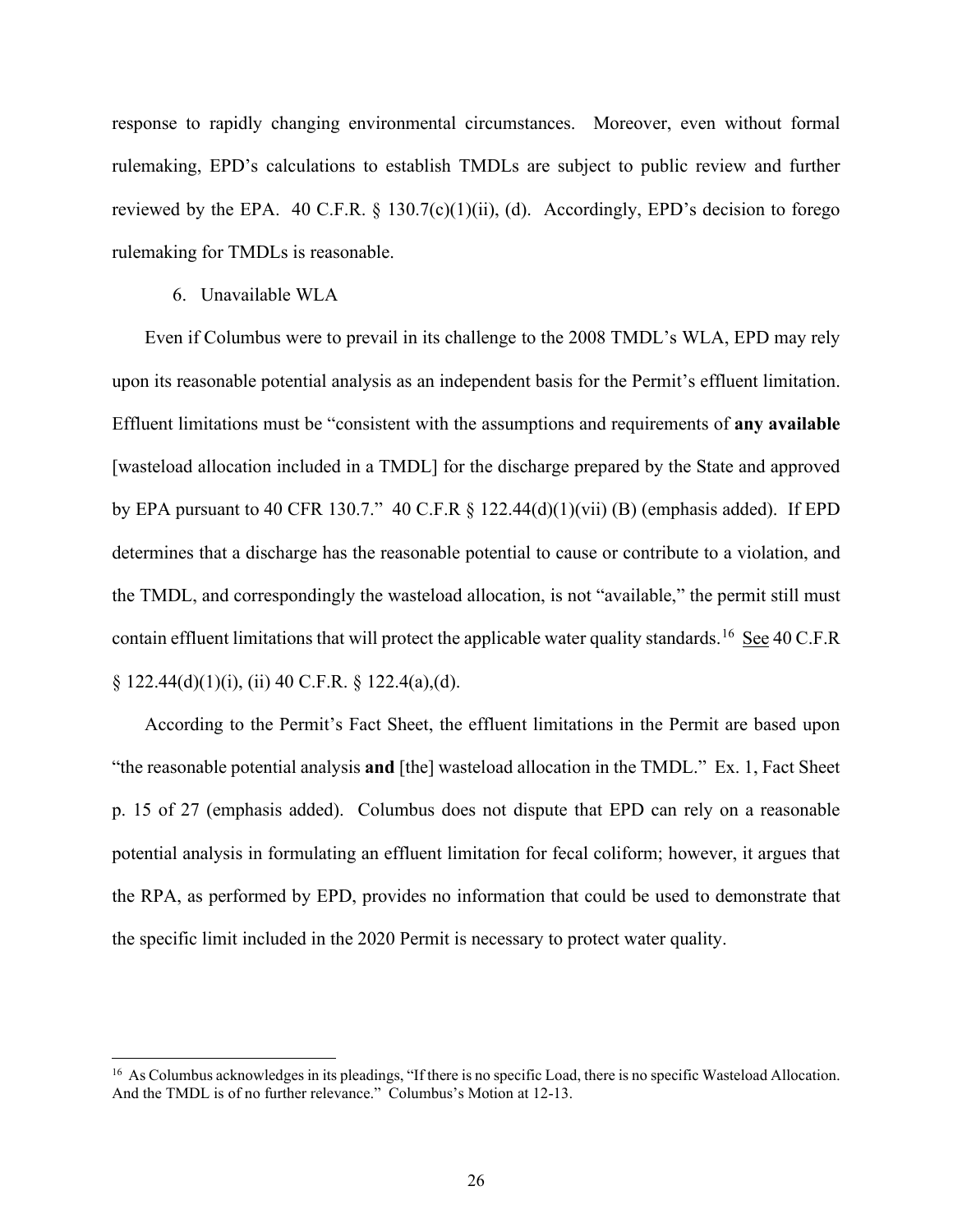response to rapidly changing environmental circumstances. Moreover, even without formal rulemaking, EPD's calculations to establish TMDLs are subject to public review and further reviewed by the EPA. 40 C.F.R. § 130.7(c)(1)(ii), (d). Accordingly, EPD's decision to forego rulemaking for TMDLs is reasonable.

6. Unavailable WLA

Even if Columbus were to prevail in its challenge to the 2008 TMDL's WLA, EPD may rely upon its reasonable potential analysis as an independent basis for the Permit's effluent limitation. Effluent limitations must be "consistent with the assumptions and requirements of **any available** [wasteload allocation included in a TMDL] for the discharge prepared by the State and approved by EPA pursuant to 40 CFR 130.7." 40 C.F.R § 122.44(d)(1)(vii) (B) (emphasis added). If EPD determines that a discharge has the reasonable potential to cause or contribute to a violation, and the TMDL, and correspondingly the wasteload allocation, is not "available," the permit still must contain effluent limitations that will protect the applicable water quality standards.[16] See 40 C.F.R § 122.44(d)(1)(i), (ii) 40 C.F.R. § 122.4(a),(d).

According to the Permit's Fact Sheet, the effluent limitations in the Permit are based upon "the reasonable potential analysis **and** [the] wasteload allocation in the TMDL." Ex. 1, Fact Sheet p. 15 of 27 (emphasis added). Columbus does not dispute that EPD can rely on a reasonable potential analysis in formulating an effluent limitation for fecal coliform; however, it argues that the RPA, as performed by EPD, provides no information that could be used to demonstrate that the specific limit included in the 2020 Permit is necessary to protect water quality.

---

[16] As Columbus acknowledges in its pleadings, "If there is no specific Load, there is no specific Wasteload Allocation. And the TMDL is of no further relevance." Columbus's Motion at 12-13.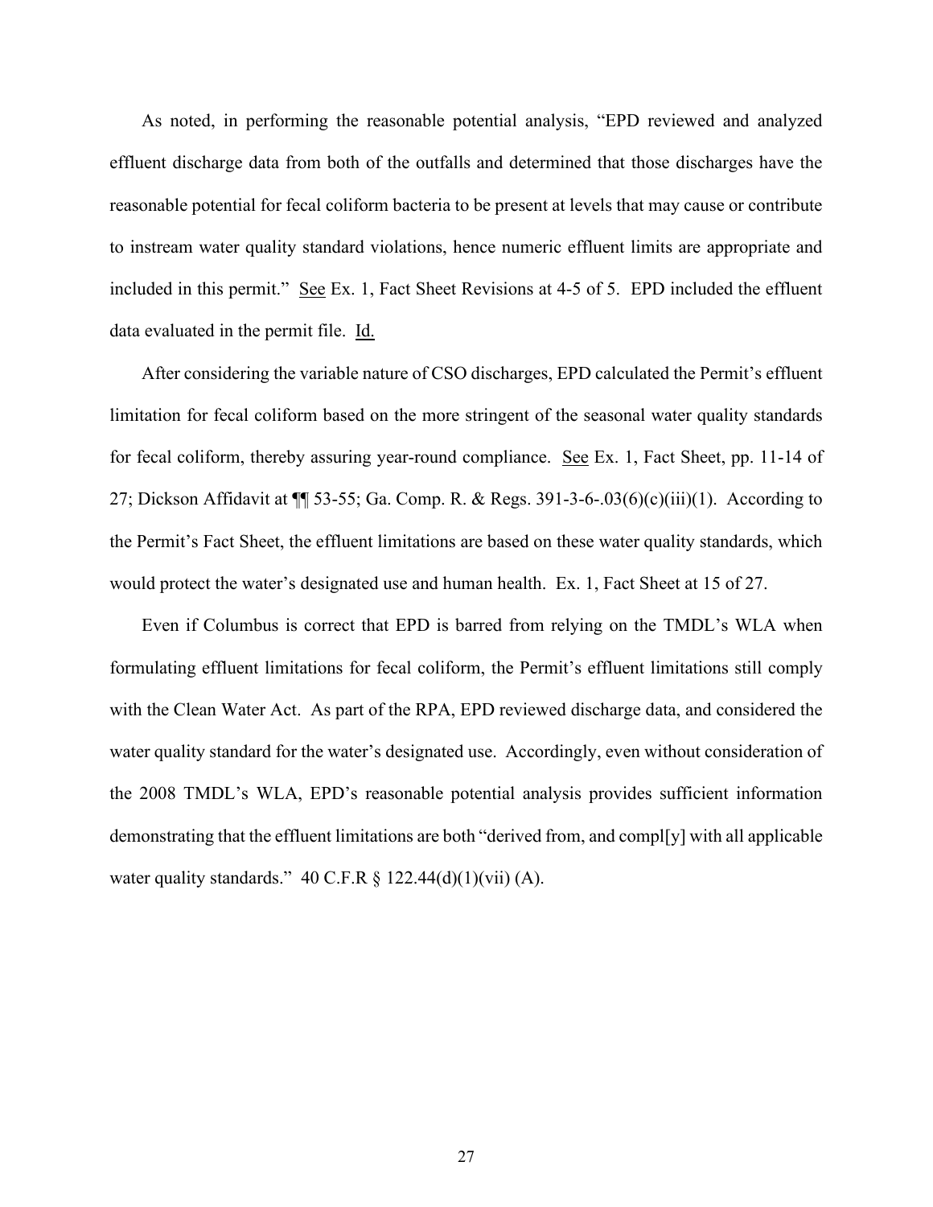As noted, in performing the reasonable potential analysis, "EPD reviewed and analyzed effluent discharge data from both of the outfalls and determined that those discharges have the reasonable potential for fecal coliform bacteria to be present at levels that may cause or contribute to instream water quality standard violations, hence numeric effluent limits are appropriate and included in this permit." See Ex. 1, Fact Sheet Revisions at 4-5 of 5. EPD included the effluent data evaluated in the permit file. Id.

After considering the variable nature of CSO discharges, EPD calculated the Permit's effluent limitation for fecal coliform based on the more stringent of the seasonal water quality standards for fecal coliform, thereby assuring year-round compliance. See Ex. 1, Fact Sheet, pp. 11-14 of 27; Dickson Affidavit at ¶¶ 53-55; Ga. Comp. R. & Regs. 391-3-6-.03(6)(c)(iii)(1). According to the Permit's Fact Sheet, the effluent limitations are based on these water quality standards, which would protect the water's designated use and human health. Ex. 1, Fact Sheet at 15 of 27.

Even if Columbus is correct that EPD is barred from relying on the TMDL's WLA when formulating effluent limitations for fecal coliform, the Permit's effluent limitations still comply with the Clean Water Act. As part of the RPA, EPD reviewed discharge data, and considered the water quality standard for the water's designated use. Accordingly, even without consideration of the 2008 TMDL's WLA, EPD's reasonable potential analysis provides sufficient information demonstrating that the effluent limitations are both "derived from, and compl[y] with all applicable water quality standards." 40 C.F.R § 122.44(d)(1)(vii) (A).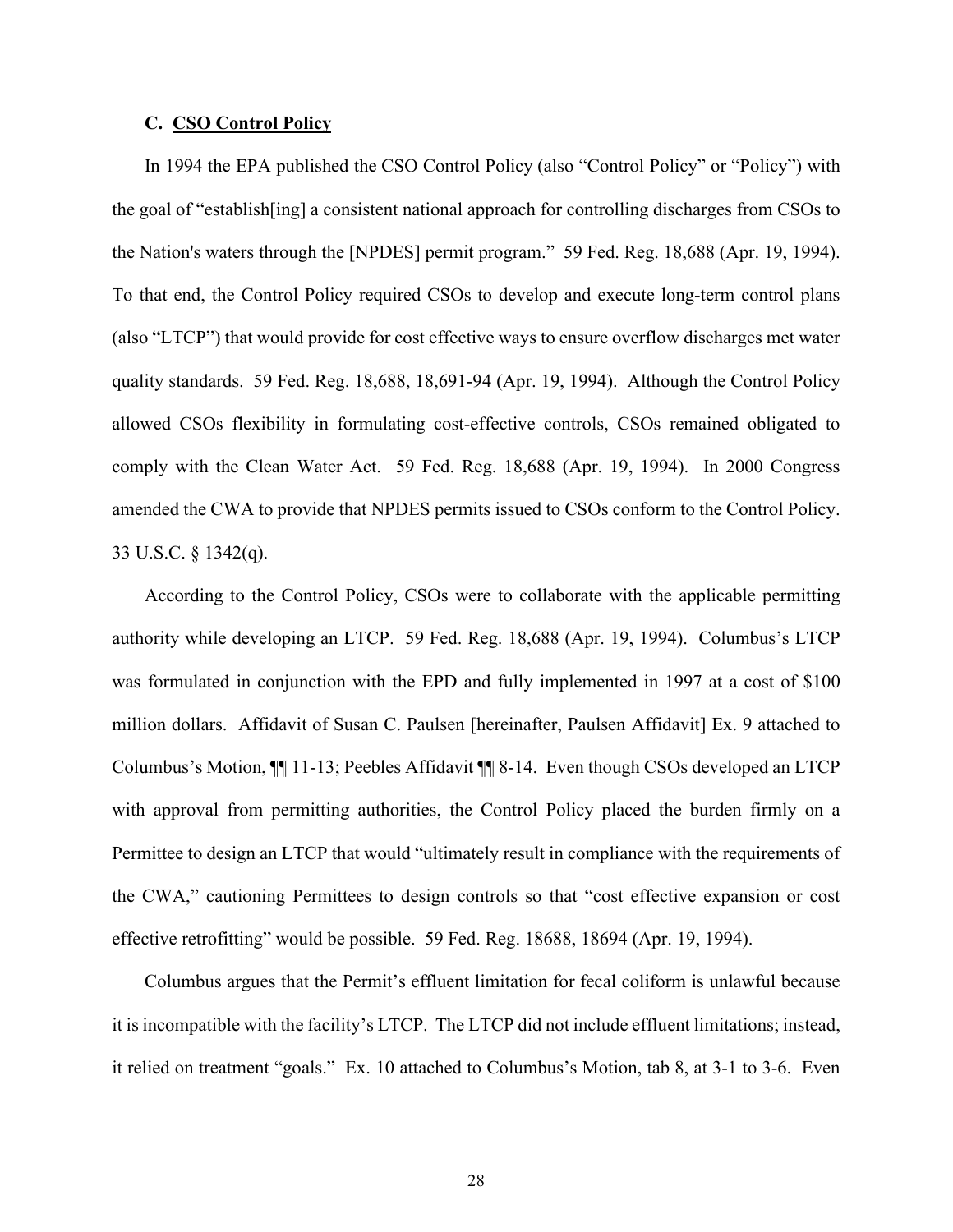### C. CSO Control Policy

In 1994 the EPA published the CSO Control Policy (also "Control Policy" or "Policy") with the goal of "establish[ing] a consistent national approach for controlling discharges from CSOs to the Nation's waters through the [NPDES] permit program." 59 Fed. Reg. 18,688 (Apr. 19, 1994). To that end, the Control Policy required CSOs to develop and execute long-term control plans (also "LTCP") that would provide for cost effective ways to ensure overflow discharges met water quality standards. 59 Fed. Reg. 18,688, 18,691-94 (Apr. 19, 1994). Although the Control Policy allowed CSOs flexibility in formulating cost-effective controls, CSOs remained obligated to comply with the Clean Water Act. 59 Fed. Reg. 18,688 (Apr. 19, 1994). In 2000 Congress amended the CWA to provide that NPDES permits issued to CSOs conform to the Control Policy. 33 U.S.C. § 1342(q).

According to the Control Policy, CSOs were to collaborate with the applicable permitting authority while developing an LTCP. 59 Fed. Reg. 18,688 (Apr. 19, 1994). Columbus's LTCP was formulated in conjunction with the EPD and fully implemented in 1997 at a cost of $100 million dollars. Affidavit of Susan C. Paulsen [hereinafter, Paulsen Affidavit] Ex. 9 attached to Columbus's Motion, ¶¶ 11-13; Peebles Affidavit ¶¶ 8-14. Even though CSOs developed an LTCP with approval from permitting authorities, the Control Policy placed the burden firmly on a Permittee to design an LTCP that would "ultimately result in compliance with the requirements of the CWA," cautioning Permittees to design controls so that "cost effective expansion or cost effective retrofitting" would be possible. 59 Fed. Reg. 18688, 18694 (Apr. 19, 1994).

Columbus argues that the Permit's effluent limitation for fecal coliform is unlawful because it is incompatible with the facility's LTCP. The LTCP did not include effluent limitations; instead, it relied on treatment "goals." Ex. 10 attached to Columbus's Motion, tab 8, at 3-1 to 3-6. Even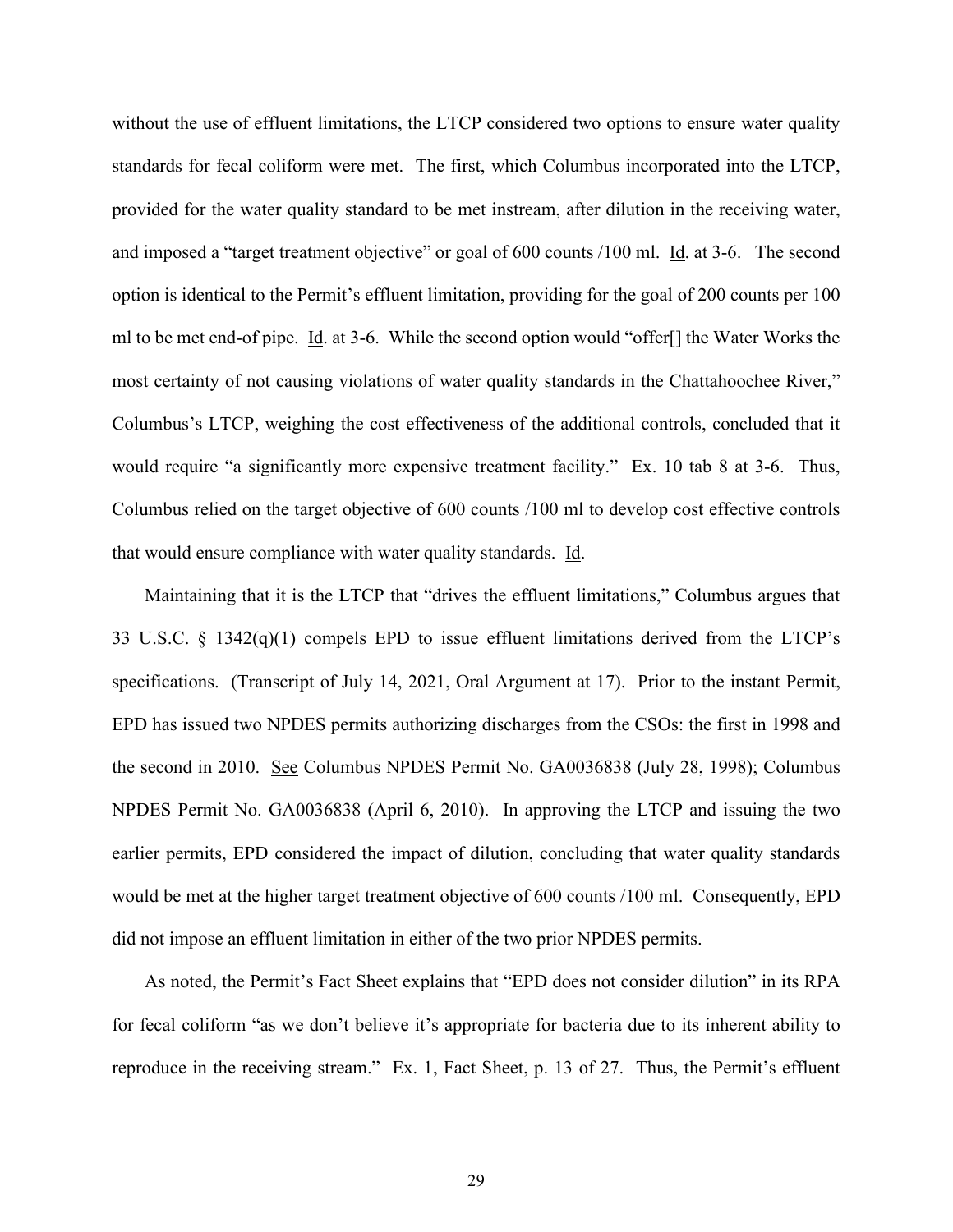without the use of effluent limitations, the LTCP considered two options to ensure water quality standards for fecal coliform were met. The first, which Columbus incorporated into the LTCP, provided for the water quality standard to be met instream, after dilution in the receiving water, and imposed a "target treatment objective" or goal of 600 counts /100 ml. Id. at 3-6. The second option is identical to the Permit's effluent limitation, providing for the goal of 200 counts per 100 ml to be met end-of pipe. Id. at 3-6. While the second option would "offer[] the Water Works the most certainty of not causing violations of water quality standards in the Chattahoochee River," Columbus's LTCP, weighing the cost effectiveness of the additional controls, concluded that it would require "a significantly more expensive treatment facility." Ex. 10 tab 8 at 3-6. Thus, Columbus relied on the target objective of 600 counts /100 ml to develop cost effective controls that would ensure compliance with water quality standards. Id.

Maintaining that it is the LTCP that "drives the effluent limitations," Columbus argues that 33 U.S.C. § 1342(q)(1) compels EPD to issue effluent limitations derived from the LTCP's specifications. (Transcript of July 14, 2021, Oral Argument at 17). Prior to the instant Permit, EPD has issued two NPDES permits authorizing discharges from the CSOs: the first in 1998 and the second in 2010. See Columbus NPDES Permit No. GA0036838 (July 28, 1998); Columbus NPDES Permit No. GA0036838 (April 6, 2010). In approving the LTCP and issuing the two earlier permits, EPD considered the impact of dilution, concluding that water quality standards would be met at the higher target treatment objective of 600 counts /100 ml. Consequently, EPD did not impose an effluent limitation in either of the two prior NPDES permits.

As noted, the Permit's Fact Sheet explains that "EPD does not consider dilution" in its RPA for fecal coliform "as we don't believe it's appropriate for bacteria due to its inherent ability to reproduce in the receiving stream." Ex. 1, Fact Sheet, p. 13 of 27. Thus, the Permit's effluent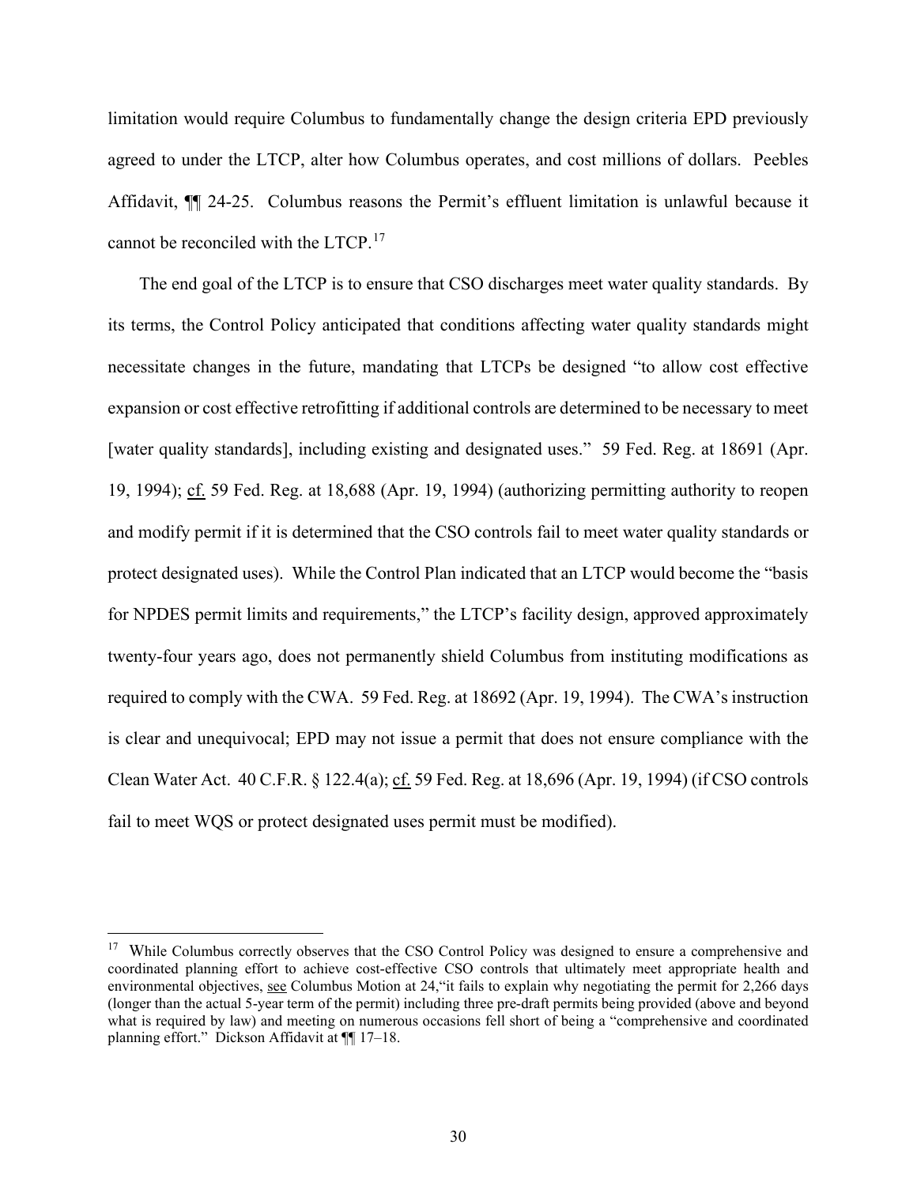limitation would require Columbus to fundamentally change the design criteria EPD previously agreed to under the LTCP, alter how Columbus operates, and cost millions of dollars. Peebles Affidavit, ¶¶ 24-25. Columbus reasons the Permit's effluent limitation is unlawful because it cannot be reconciled with the LTCP.[17]

The end goal of the LTCP is to ensure that CSO discharges meet water quality standards. By its terms, the Control Policy anticipated that conditions affecting water quality standards might necessitate changes in the future, mandating that LTCPs be designed "to allow cost effective expansion or cost effective retrofitting if additional controls are determined to be necessary to meet [water quality standards], including existing and designated uses." 59 Fed. Reg. at 18691 (Apr. 19, 1994); cf. 59 Fed. Reg. at 18,688 (Apr. 19, 1994) (authorizing permitting authority to reopen and modify permit if it is determined that the CSO controls fail to meet water quality standards or protect designated uses). While the Control Plan indicated that an LTCP would become the "basis for NPDES permit limits and requirements," the LTCP's facility design, approved approximately twenty-four years ago, does not permanently shield Columbus from instituting modifications as required to comply with the CWA. 59 Fed. Reg. at 18692 (Apr. 19, 1994). The CWA's instruction is clear and unequivocal; EPD may not issue a permit that does not ensure compliance with the Clean Water Act. 40 C.F.R. § 122.4(a); cf. 59 Fed. Reg. at 18,696 (Apr. 19, 1994) (if CSO controls fail to meet WQS or protect designated uses permit must be modified).

---

[17] While Columbus correctly observes that the CSO Control Policy was designed to ensure a comprehensive and coordinated planning effort to achieve cost-effective CSO controls that ultimately meet appropriate health and environmental objectives, see Columbus Motion at 24,"it fails to explain why negotiating the permit for 2,266 days (longer than the actual 5-year term of the permit) including three pre-draft permits being provided (above and beyond what is required by law) and meeting on numerous occasions fell short of being a "comprehensive and coordinated planning effort." Dickson Affidavit at ¶¶ 17–18.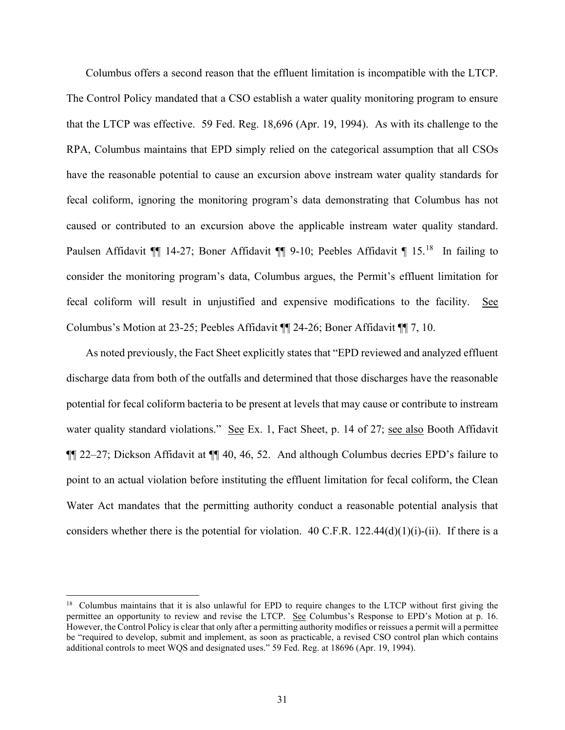Columbus offers a second reason that the effluent limitation is incompatible with the LTCP. The Control Policy mandated that a CSO establish a water quality monitoring program to ensure that the LTCP was effective. 59 Fed. Reg. 18,696 (Apr. 19, 1994). As with its challenge to the RPA, Columbus maintains that EPD simply relied on the categorical assumption that all CSOs have the reasonable potential to cause an excursion above instream water quality standards for fecal coliform, ignoring the monitoring program's data demonstrating that Columbus has not caused or contributed to an excursion above the applicable instream water quality standard. Paulsen Affidavit ¶¶ 14-27; Boner Affidavit ¶¶ 9-10; Peebles Affidavit ¶ 15.[18] In failing to consider the monitoring program's data, Columbus argues, the Permit's effluent limitation for fecal coliform will result in unjustified and expensive modifications to the facility. See Columbus's Motion at 23-25; Peebles Affidavit ¶¶ 24-26; Boner Affidavit ¶¶ 7, 10.

As noted previously, the Fact Sheet explicitly states that "EPD reviewed and analyzed effluent discharge data from both of the outfalls and determined that those discharges have the reasonable potential for fecal coliform bacteria to be present at levels that may cause or contribute to instream water quality standard violations." See Ex. 1, Fact Sheet, p. 14 of 27; see also Booth Affidavit ¶¶ 22–27; Dickson Affidavit at ¶¶ 40, 46, 52. And although Columbus decries EPD's failure to point to an actual violation before instituting the effluent limitation for fecal coliform, the Clean Water Act mandates that the permitting authority conduct a reasonable potential analysis that considers whether there is the potential for violation. 40 C.F.R. 122.44(d)(1)(i)-(ii). If there is a

---

[18] Columbus maintains that it is also unlawful for EPD to require changes to the LTCP without first giving the permittee an opportunity to review and revise the LTCP. See Columbus's Response to EPD's Motion at p. 16. However, the Control Policy is clear that only after a permitting authority modifies or reissues a permit will a permittee be "required to develop, submit and implement, as soon as practicable, a revised CSO control plan which contains additional controls to meet WQS and designated uses." 59 Fed. Reg. at 18696 (Apr. 19, 1994).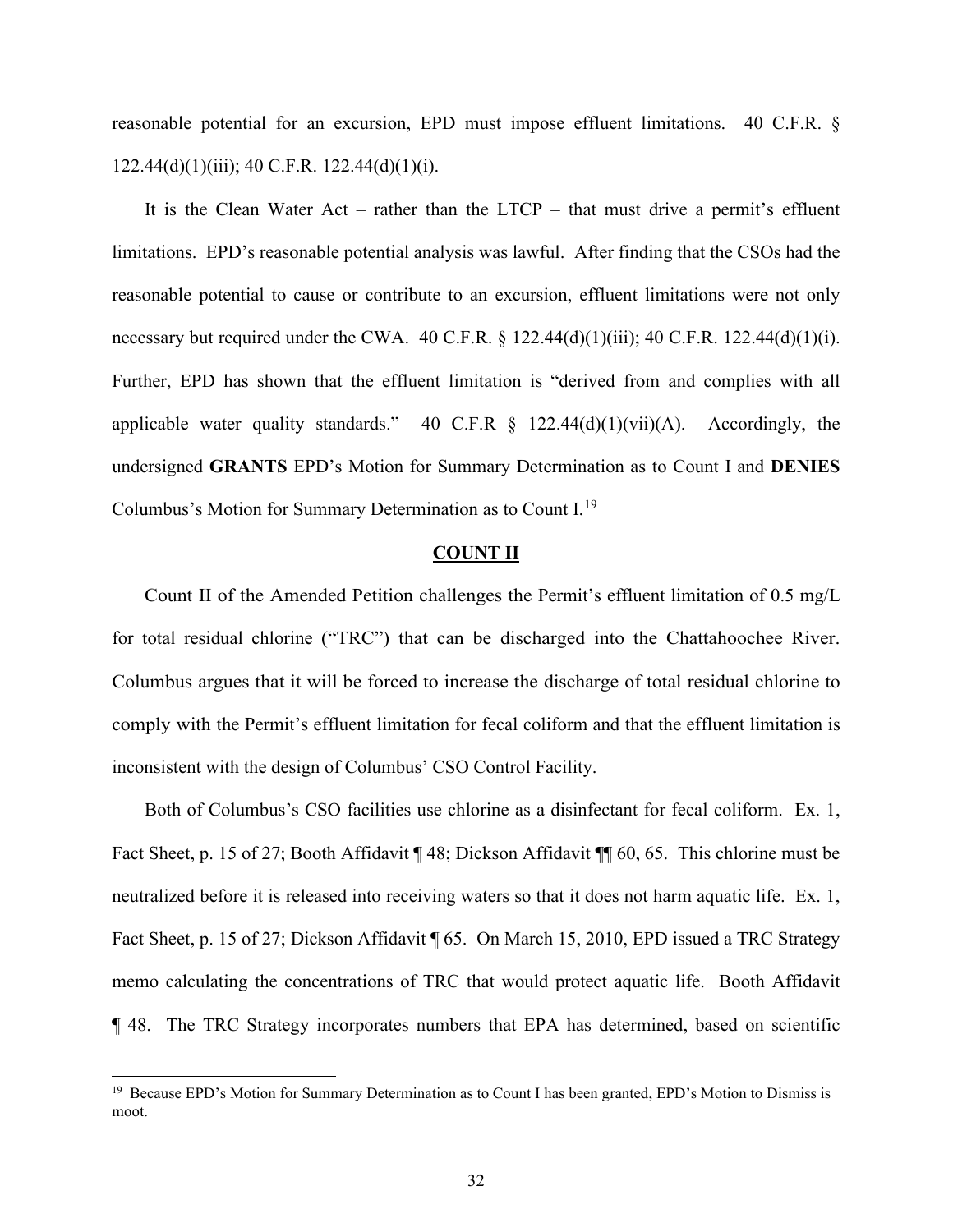reasonable potential for an excursion, EPD must impose effluent limitations. 40 C.F.R. § 122.44(d)(1)(iii); 40 C.F.R. 122.44(d)(1)(i).

It is the Clean Water Act – rather than the LTCP – that must drive a permit's effluent limitations. EPD's reasonable potential analysis was lawful. After finding that the CSOs had the reasonable potential to cause or contribute to an excursion, effluent limitations were not only necessary but required under the CWA. 40 C.F.R. § 122.44(d)(1)(iii); 40 C.F.R. 122.44(d)(1)(i). Further, EPD has shown that the effluent limitation is "derived from and complies with all applicable water quality standards." 40 C.F.R § 122.44(d)(1)(vii)(A). Accordingly, the undersigned **GRANTS** EPD's Motion for Summary Determination as to Count I and **DENIES** Columbus's Motion for Summary Determination as to Count I.[19]

## COUNT II

Count II of the Amended Petition challenges the Permit's effluent limitation of 0.5 mg/L for total residual chlorine ("TRC") that can be discharged into the Chattahoochee River. Columbus argues that it will be forced to increase the discharge of total residual chlorine to comply with the Permit's effluent limitation for fecal coliform and that the effluent limitation is inconsistent with the design of Columbus' CSO Control Facility.

Both of Columbus's CSO facilities use chlorine as a disinfectant for fecal coliform. Ex. 1, Fact Sheet, p. 15 of 27; Booth Affidavit ¶ 48; Dickson Affidavit ¶¶ 60, 65. This chlorine must be neutralized before it is released into receiving waters so that it does not harm aquatic life. Ex. 1, Fact Sheet, p. 15 of 27; Dickson Affidavit ¶ 65. On March 15, 2010, EPD issued a TRC Strategy memo calculating the concentrations of TRC that would protect aquatic life. Booth Affidavit ¶ 48. The TRC Strategy incorporates numbers that EPA has determined, based on scientific

[19] Because EPD's Motion for Summary Determination as to Count I has been granted, EPD's Motion to Dismiss is moot.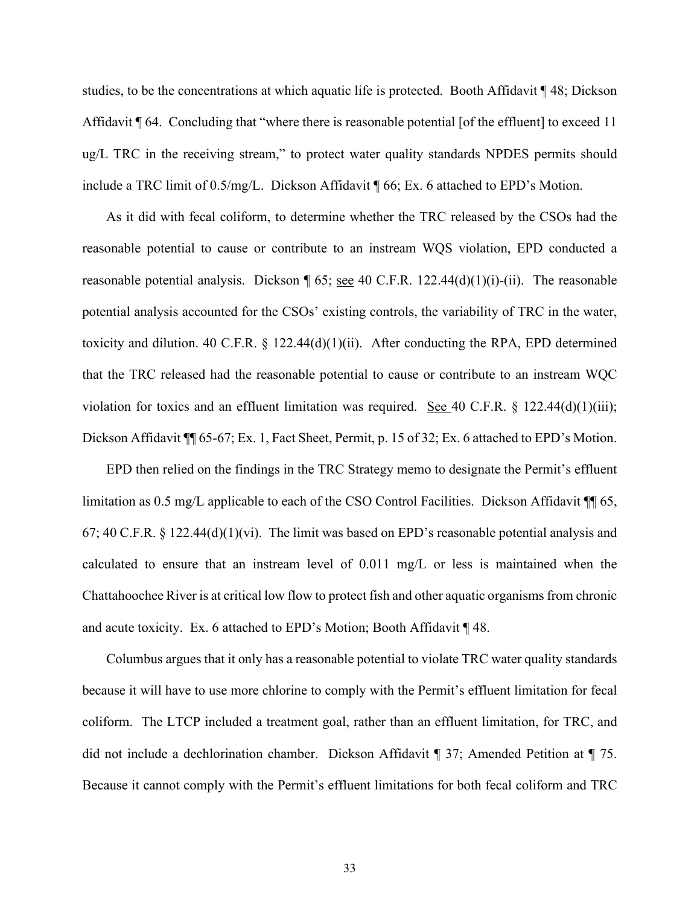studies, to be the concentrations at which aquatic life is protected. Booth Affidavit ¶ 48; Dickson Affidavit ¶ 64. Concluding that "where there is reasonable potential [of the effluent] to exceed 11 ug/L TRC in the receiving stream," to protect water quality standards NPDES permits should include a TRC limit of 0.5/mg/L. Dickson Affidavit ¶ 66; Ex. 6 attached to EPD's Motion.

As it did with fecal coliform, to determine whether the TRC released by the CSOs had the reasonable potential to cause or contribute to an instream WQS violation, EPD conducted a reasonable potential analysis. Dickson ¶ 65; <u>see</u> 40 C.F.R. 122.44(d)(1)(i)-(ii). The reasonable potential analysis accounted for the CSOs' existing controls, the variability of TRC in the water, toxicity and dilution. 40 C.F.R. § 122.44(d)(1)(ii). After conducting the RPA, EPD determined that the TRC released had the reasonable potential to cause or contribute to an instream WQC violation for toxics and an effluent limitation was required. <u>See</u> 40 C.F.R. § 122.44(d)(1)(iii); Dickson Affidavit ¶¶ 65-67; Ex. 1, Fact Sheet, Permit, p. 15 of 32; Ex. 6 attached to EPD's Motion.

EPD then relied on the findings in the TRC Strategy memo to designate the Permit's effluent limitation as 0.5 mg/L applicable to each of the CSO Control Facilities. Dickson Affidavit ¶¶ 65, 67; 40 C.F.R. § 122.44(d)(1)(vi). The limit was based on EPD's reasonable potential analysis and calculated to ensure that an instream level of 0.011 mg/L or less is maintained when the Chattahoochee River is at critical low flow to protect fish and other aquatic organisms from chronic and acute toxicity. Ex. 6 attached to EPD's Motion; Booth Affidavit ¶ 48.

Columbus argues that it only has a reasonable potential to violate TRC water quality standards because it will have to use more chlorine to comply with the Permit's effluent limitation for fecal coliform. The LTCP included a treatment goal, rather than an effluent limitation, for TRC, and did not include a dechlorination chamber. Dickson Affidavit ¶ 37; Amended Petition at ¶ 75. Because it cannot comply with the Permit's effluent limitations for both fecal coliform and TRC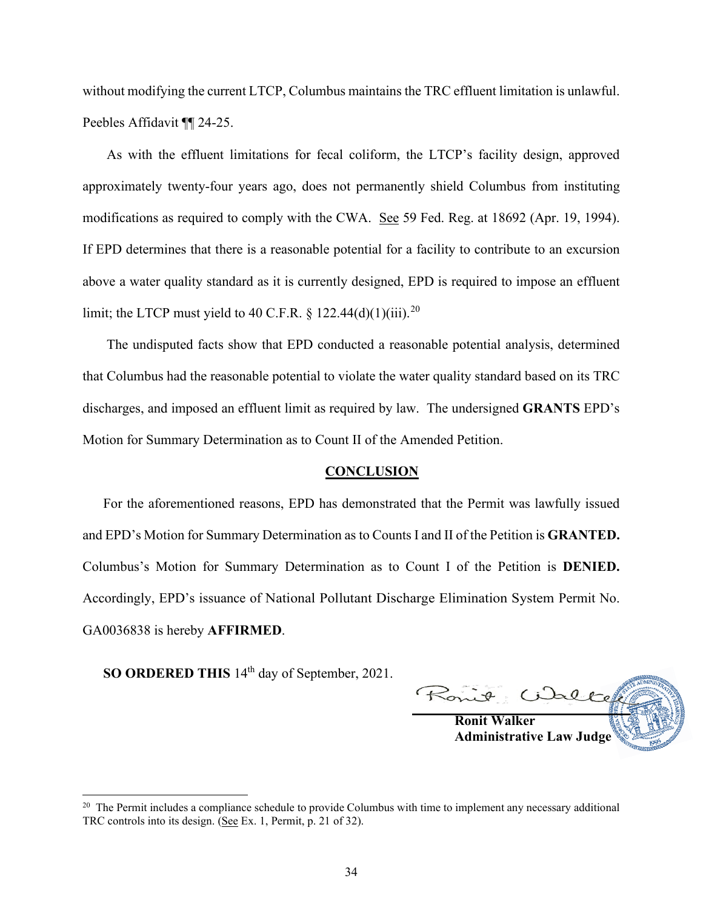without modifying the current LTCP, Columbus maintains the TRC effluent limitation is unlawful. Peebles Affidavit ¶¶ 24-25.

As with the effluent limitations for fecal coliform, the LTCP's facility design, approved approximately twenty-four years ago, does not permanently shield Columbus from instituting modifications as required to comply with the CWA. See 59 Fed. Reg. at 18692 (Apr. 19, 1994). If EPD determines that there is a reasonable potential for a facility to contribute to an excursion above a water quality standard as it is currently designed, EPD is required to impose an effluent limit; the LTCP must yield to 40 C.F.R. § 122.44(d)(1)(iii).[20]

The undisputed facts show that EPD conducted a reasonable potential analysis, determined that Columbus had the reasonable potential to violate the water quality standard based on its TRC discharges, and imposed an effluent limit as required by law. The undersigned **GRANTS** EPD's Motion for Summary Determination as to Count II of the Amended Petition.

## CONCLUSION

For the aforementioned reasons, EPD has demonstrated that the Permit was lawfully issued and EPD's Motion for Summary Determination as to Counts I and II of the Petition is **GRANTED.** Columbus's Motion for Summary Determination as to Count I of the Petition is **DENIED.** Accordingly, EPD's issuance of National Pollutant Discharge Elimination System Permit No. GA0036838 is hereby **AFFIRMED**.

**SO ORDERED THIS** 14th day of September, 2021.

**Ronit Walker**
**Administrative Law Judge**

[20] The Permit includes a compliance schedule to provide Columbus with time to implement any necessary additional TRC controls into its design. (See Ex. 1, Permit, p. 21 of 32).